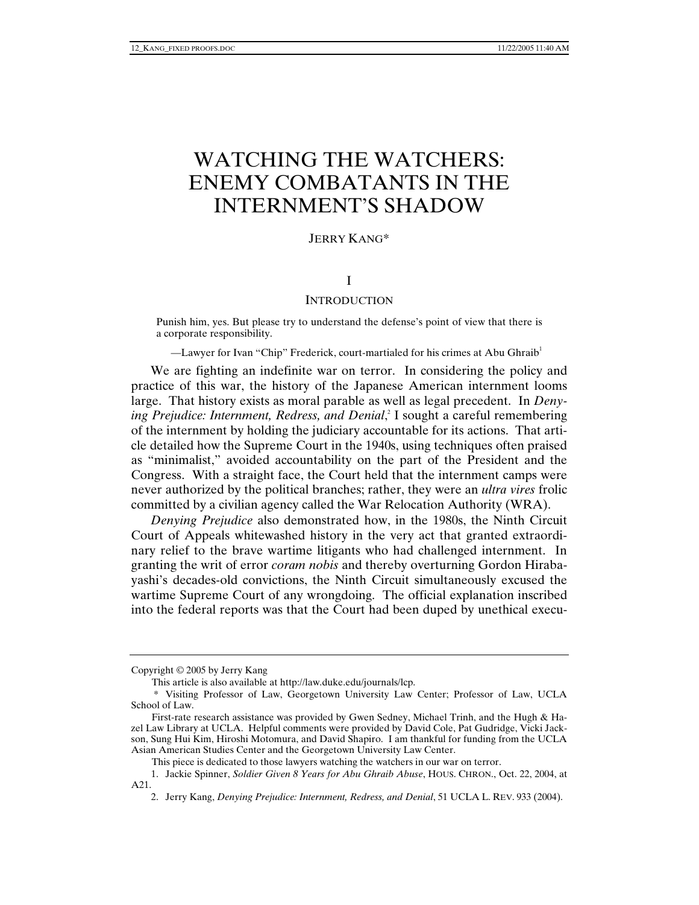# WATCHING THE WATCHERS: ENEMY COMBATANTS IN THE INTERNMENT'S SHADOW

JERRY KANG*

## I

## INTRODUCTION

> Punish him, yes. But please try to understand the defense's point of view that there is a corporate responsibility.
>
> —Lawyer for Ivan "Chip" Frederick, court-martialed for his crimes at Abu Ghraib[1]

We are fighting an indefinite war on terror. In considering the policy and practice of this war, the history of the Japanese American internment looms large. That history exists as moral parable as well as legal precedent. In *Denying Prejudice: Internment, Redress, and Denial*,[2] I sought a careful remembering of the internment by holding the judiciary accountable for its actions. That article detailed how the Supreme Court in the 1940s, using techniques often praised as "minimalist," avoided accountability on the part of the President and the Congress. With a straight face, the Court held that the internment camps were never authorized by the political branches; rather, they were an *ultra vires* frolic committed by a civilian agency called the War Relocation Authority (WRA).

*Denying Prejudice* also demonstrated how, in the 1980s, the Ninth Circuit Court of Appeals whitewashed history in the very act that granted extraordinary relief to the brave wartime litigants who had challenged internment. In granting the writ of error *coram nobis* and thereby overturning Gordon Hirabayashi's decades-old convictions, the Ninth Circuit simultaneously excused the wartime Supreme Court of any wrongdoing. The official explanation inscribed into the federal reports was that the Court had been duped by unethical execu-

---

Copyright © 2005 by Jerry Kang

This article is also available at http://law.duke.edu/journals/lcp.

\* Visiting Professor of Law, Georgetown University Law Center; Professor of Law, UCLA School of Law.

First-rate research assistance was provided by Gwen Sedney, Michael Trinh, and the Hugh & Hazel Law Library at UCLA. Helpful comments were provided by David Cole, Pat Gudridge, Vicki Jackson, Sung Hui Kim, Hiroshi Motomura, and David Shapiro. I am thankful for funding from the UCLA Asian American Studies Center and the Georgetown University Law Center.

This piece is dedicated to those lawyers watching the watchers in our war on terror.

1. Jackie Spinner, *Soldier Given 8 Years for Abu Ghraib Abuse*, HOUS. CHRON., Oct. 22, 2004, at A21.

2. Jerry Kang, *Denying Prejudice: Internment, Redress, and Denial*, 51 UCLA L. REV. 933 (2004).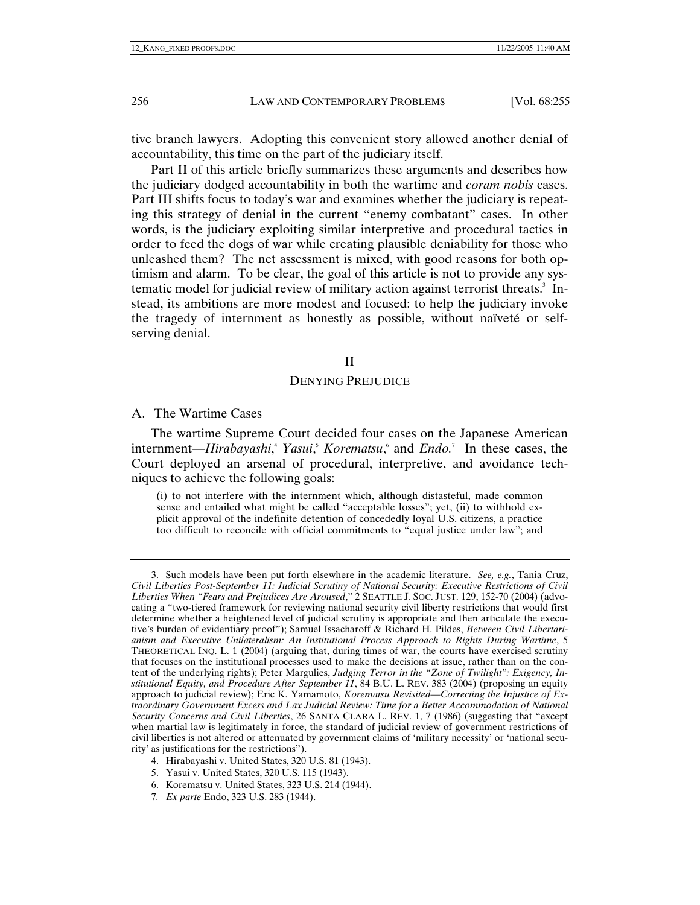tive branch lawyers. Adopting this convenient story allowed another denial of accountability, this time on the part of the judiciary itself.

Part II of this article briefly summarizes these arguments and describes how the judiciary dodged accountability in both the wartime and *coram nobis* cases. Part III shifts focus to today's war and examines whether the judiciary is repeating this strategy of denial in the current "enemy combatant" cases. In other words, is the judiciary exploiting similar interpretive and procedural tactics in order to feed the dogs of war while creating plausible deniability for those who unleashed them? The net assessment is mixed, with good reasons for both optimism and alarm. To be clear, the goal of this article is not to provide any systematic model for judicial review of military action against terrorist threats.[3] Instead, its ambitions are more modest and focused: to help the judiciary invoke the tragedy of internment as honestly as possible, without naïveté or self-serving denial.

## II

## DENYING PREJUDICE

### A. The Wartime Cases

The wartime Supreme Court decided four cases on the Japanese American internment—*Hirabayashi*,[4] *Yasui*,[5] *Korematsu*,[6] and *Endo*.[7] In these cases, the Court deployed an arsenal of procedural, interpretive, and avoidance techniques to achieve the following goals:

> (i) to not interfere with the internment which, although distasteful, made common sense and entailed what might be called "acceptable losses"; yet, (ii) to withhold explicit approval of the indefinite detention of concededly loyal U.S. citizens, a practice too difficult to reconcile with official commitments to "equal justice under law"; and

---

3. Such models have been put forth elsewhere in the academic literature. *See, e.g.*, Tania Cruz, *Civil Liberties Post-September 11: Judicial Scrutiny of National Security: Executive Restrictions of Civil Liberties When "Fears and Prejudices Are Aroused*," 2 SEATTLE J. SOC. JUST. 129, 152-70 (2004) (advocating a "two-tiered framework for reviewing national security civil liberty restrictions that would first determine whether a heightened level of judicial scrutiny is appropriate and then articulate the executive's burden of evidentiary proof"); Samuel Issacharoff & Richard H. Pildes, *Between Civil Libertarianism and Executive Unilateralism: An Institutional Process Approach to Rights During Wartime*, 5 THEORETICAL INQ. L. 1 (2004) (arguing that, during times of war, the courts have exercised scrutiny that focuses on the institutional processes used to make the decisions at issue, rather than on the content of the underlying rights); Peter Margulies, *Judging Terror in the "Zone of Twilight": Exigency, Institutional Equity, and Procedure After September 11*, 84 B.U. L. REV. 383 (2004) (proposing an equity approach to judicial review); Eric K. Yamamoto, *Korematsu Revisited—Correcting the Injustice of Extraordinary Government Excess and Lax Judicial Review: Time for a Better Accommodation of National Security Concerns and Civil Liberties*, 26 SANTA CLARA L. REV. 1, 7 (1986) (suggesting that "except when martial law is legitimately in force, the standard of judicial review of government restrictions of civil liberties is not altered or attenuated by government claims of 'military necessity' or 'national security' as justifications for the restrictions").

4. Hirabayashi v. United States, 320 U.S. 81 (1943).

5. Yasui v. United States, 320 U.S. 115 (1943).

6. Korematsu v. United States, 323 U.S. 214 (1944).

7. *Ex parte* Endo, 323 U.S. 283 (1944).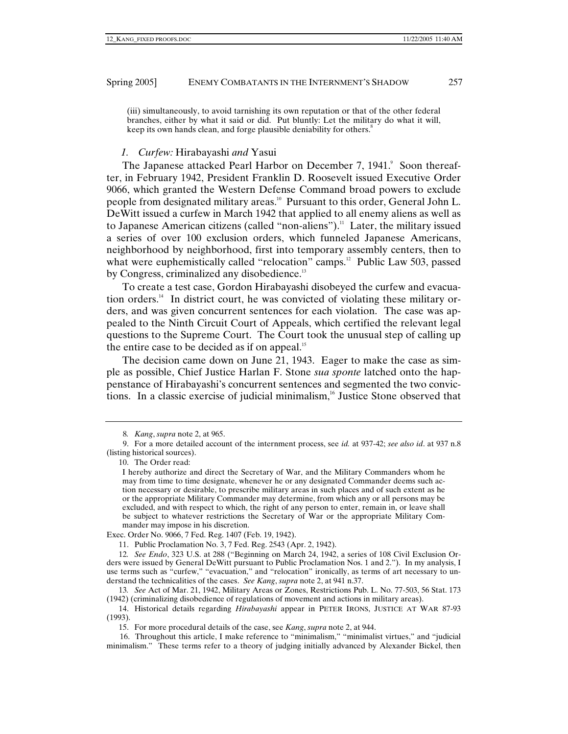(iii) simultaneously, to avoid tarnishing its own reputation or that of the other federal branches, either by what it said or did. Put bluntly: Let the military do what it will, keep its own hands clean, and forge plausible deniability for others.[8]

### *1. Curfew:* Hirabayashi *and* Yasui

The Japanese attacked Pearl Harbor on December 7, 1941.[9] Soon thereafter, in February 1942, President Franklin D. Roosevelt issued Executive Order 9066, which granted the Western Defense Command broad powers to exclude people from designated military areas.[10] Pursuant to this order, General John L. DeWitt issued a curfew in March 1942 that applied to all enemy aliens as well as to Japanese American citizens (called "non-aliens").[11] Later, the military issued a series of over 100 exclusion orders, which funneled Japanese Americans, neighborhood by neighborhood, first into temporary assembly centers, then to what were euphemistically called "relocation" camps.[12] Public Law 503, passed by Congress, criminalized any disobedience.[13]

To create a test case, Gordon Hirabayashi disobeyed the curfew and evacuation orders.[14] In district court, he was convicted of violating these military orders, and was given concurrent sentences for each violation. The case was appealed to the Ninth Circuit Court of Appeals, which certified the relevant legal questions to the Supreme Court. The Court took the unusual step of calling up the entire case to be decided as if on appeal.[15]

The decision came down on June 21, 1943. Eager to make the case as simple as possible, Chief Justice Harlan F. Stone *sua sponte* latched onto the happenstance of Hirabayashi's concurrent sentences and segmented the two convictions. In a classic exercise of judicial minimalism,[16] Justice Stone observed that

---

8. *Kang*, *supra* note 2, at 965.

9. For a more detailed account of the internment process, see *id.* at 937-42; *see also id*. at 937 n.8 (listing historical sources).

10. The Order read:

> I hereby authorize and direct the Secretary of War, and the Military Commanders whom he may from time to time designate, whenever he or any designated Commander deems such action necessary or desirable, to prescribe military areas in such places and of such extent as he or the appropriate Military Commander may determine, from which any or all persons may be excluded, and with respect to which, the right of any person to enter, remain in, or leave shall be subject to whatever restrictions the Secretary of War or the appropriate Military Commander may impose in his discretion.

Exec. Order No. 9066, 7 Fed. Reg. 1407 (Feb. 19, 1942).

11. Public Proclamation No. 3, 7 Fed. Reg. 2543 (Apr. 2, 1942).

12. *See Endo*, 323 U.S. at 288 ("Beginning on March 24, 1942, a series of 108 Civil Exclusion Orders were issued by General DeWitt pursuant to Public Proclamation Nos. 1 and 2."). In my analysis, I use terms such as "curfew," "evacuation," and "relocation" ironically, as terms of art necessary to understand the technicalities of the cases. *See Kang*, *supra* note 2, at 941 n.37.

13. *See* Act of Mar. 21, 1942, Military Areas or Zones, Restrictions Pub. L. No. 77-503, 56 Stat. 173 (1942) (criminalizing disobedience of regulations of movement and actions in military areas).

14. Historical details regarding *Hirabayashi* appear in PETER IRONS, JUSTICE AT WAR 87-93 (1993).

15. For more procedural details of the case, see *Kang*, *supra* note 2, at 944.

16. Throughout this article, I make reference to "minimalism," "minimalist virtues," and "judicial minimalism." These terms refer to a theory of judging initially advanced by Alexander Bickel, then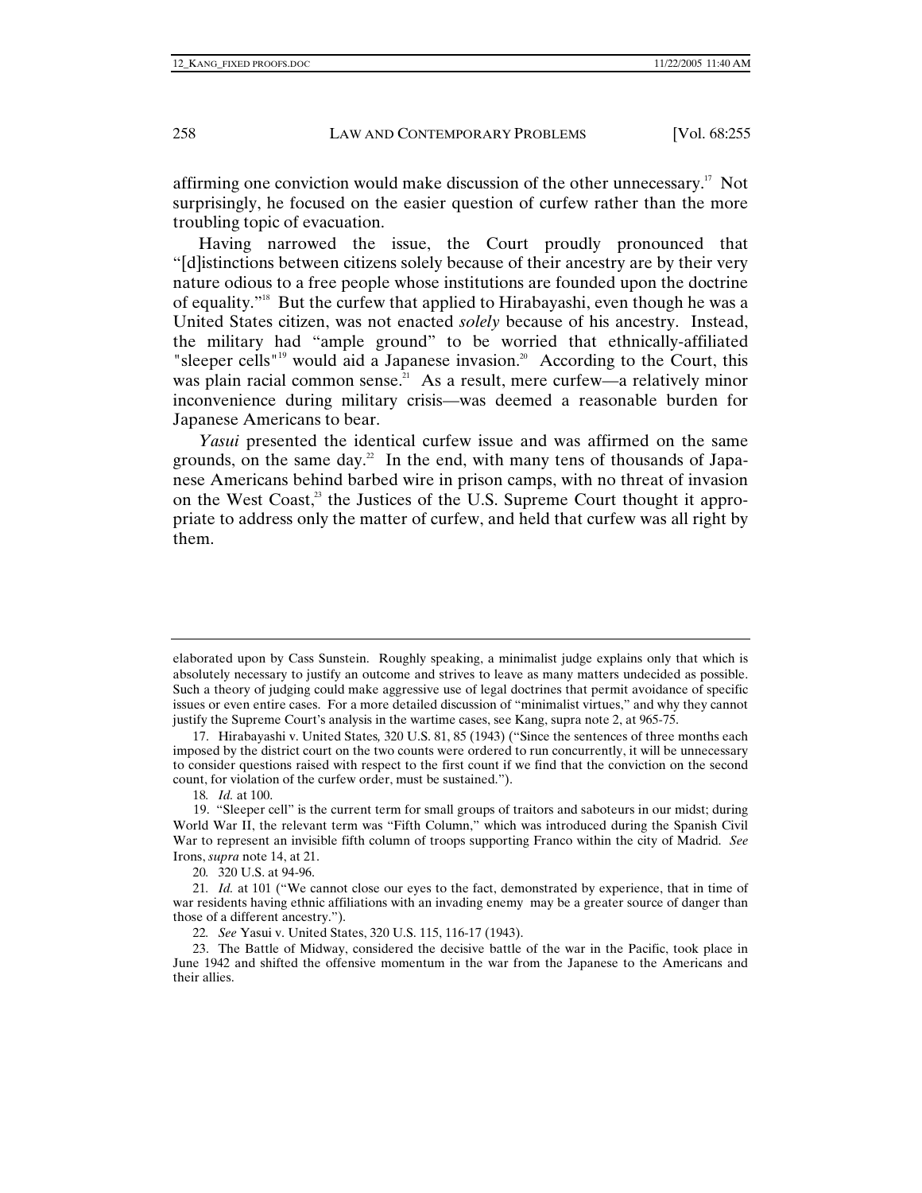affirming one conviction would make discussion of the other unnecessary.[17] Not surprisingly, he focused on the easier question of curfew rather than the more troubling topic of evacuation.

Having narrowed the issue, the Court proudly pronounced that "[d]istinctions between citizens solely because of their ancestry are by their very nature odious to a free people whose institutions are founded upon the doctrine of equality."[18] But the curfew that applied to Hirabayashi, even though he was a United States citizen, was not enacted *solely* because of his ancestry. Instead, the military had "ample ground" to be worried that ethnically-affiliated "sleeper cells"[19] would aid a Japanese invasion.[20] According to the Court, this was plain racial common sense.[21] As a result, mere curfew—a relatively minor inconvenience during military crisis—was deemed a reasonable burden for Japanese Americans to bear.

*Yasui* presented the identical curfew issue and was affirmed on the same grounds, on the same day.[22] In the end, with many tens of thousands of Japanese Americans behind barbed wire in prison camps, with no threat of invasion on the West Coast,[23] the Justices of the U.S. Supreme Court thought it appropriate to address only the matter of curfew, and held that curfew was all right by them.

---

elaborated upon by Cass Sunstein. Roughly speaking, a minimalist judge explains only that which is absolutely necessary to justify an outcome and strives to leave as many matters undecided as possible. Such a theory of judging could make aggressive use of legal doctrines that permit avoidance of specific issues or even entire cases. For a more detailed discussion of "minimalist virtues," and why they cannot justify the Supreme Court's analysis in the wartime cases, see Kang, supra note 2, at 965-75.

17. Hirabayashi v. United States*,* 320 U.S. 81, 85 (1943) ("Since the sentences of three months each imposed by the district court on the two counts were ordered to run concurrently, it will be unnecessary to consider questions raised with respect to the first count if we find that the conviction on the second count, for violation of the curfew order, must be sustained.").

18. *Id.* at 100.

19. "Sleeper cell" is the current term for small groups of traitors and saboteurs in our midst; during World War II, the relevant term was "Fifth Column," which was introduced during the Spanish Civil War to represent an invisible fifth column of troops supporting Franco within the city of Madrid. *See* Irons, *supra* note 14, at 21.

20. 320 U.S. at 94-96.

21. *Id.* at 101 ("We cannot close our eyes to the fact, demonstrated by experience, that in time of war residents having ethnic affiliations with an invading enemy may be a greater source of danger than those of a different ancestry.").

22. *See* Yasui v. United States, 320 U.S. 115, 116-17 (1943).

23. The Battle of Midway, considered the decisive battle of the war in the Pacific, took place in June 1942 and shifted the offensive momentum in the war from the Japanese to the Americans and their allies.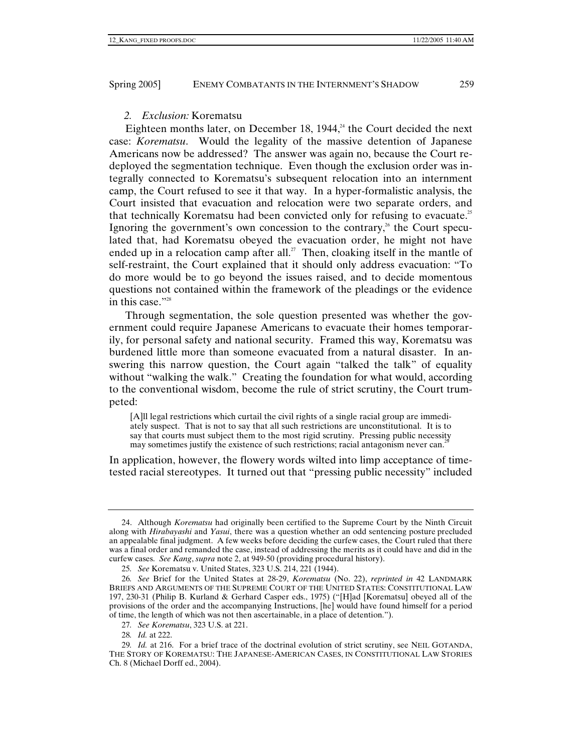### 2. *Exclusion:* Korematsu

Eighteen months later, on December 18, 1944,[24] the Court decided the next case: *Korematsu*. Would the legality of the massive detention of Japanese Americans now be addressed? The answer was again no, because the Court redeployed the segmentation technique. Even though the exclusion order was integrally connected to Korematsu's subsequent relocation into an internment camp, the Court refused to see it that way. In a hyper-formalistic analysis, the Court insisted that evacuation and relocation were two separate orders, and that technically Korematsu had been convicted only for refusing to evacuate.[25] Ignoring the government's own concession to the contrary,[26] the Court speculated that, had Korematsu obeyed the evacuation order, he might not have ended up in a relocation camp after all.[27] Then, cloaking itself in the mantle of self-restraint, the Court explained that it should only address evacuation: "To do more would be to go beyond the issues raised, and to decide momentous questions not contained within the framework of the pleadings or the evidence in this case."[28]

Through segmentation, the sole question presented was whether the government could require Japanese Americans to evacuate their homes temporarily, for personal safety and national security. Framed this way, Korematsu was burdened little more than someone evacuated from a natural disaster. In answering this narrow question, the Court again "talked the talk" of equality without "walking the walk." Creating the foundation for what would, according to the conventional wisdom, become the rule of strict scrutiny, the Court trumpeted:

> [A]ll legal restrictions which curtail the civil rights of a single racial group are immediately suspect. That is not to say that all such restrictions are unconstitutional. It is to say that courts must subject them to the most rigid scrutiny. Pressing public necessity may sometimes justify the existence of such restrictions; racial antagonism never can.[29]

In application, however, the flowery words wilted into limp acceptance of time-tested racial stereotypes. It turned out that "pressing public necessity" included

---

24. Although *Korematsu* had originally been certified to the Supreme Court by the Ninth Circuit along with *Hirabayashi* and *Yasui*, there was a question whether an odd sentencing posture precluded an appealable final judgment. A few weeks before deciding the curfew cases, the Court ruled that there was a final order and remanded the case, instead of addressing the merits as it could have and did in the curfew cases. *See Kang*, *supra* note 2, at 949-50 (providing procedural history).

25. *See* Korematsu v. United States, 323 U.S. 214, 221 (1944).

26. *See* Brief for the United States at 28-29, *Korematsu* (No. 22), *reprinted in* 42 LANDMARK BRIEFS AND ARGUMENTS OF THE SUPREME COURT OF THE UNITED STATES: CONSTITUTIONAL LAW 197, 230-31 (Philip B. Kurland & Gerhard Casper eds., 1975) ("[H]ad [Korematsu] obeyed all of the provisions of the order and the accompanying Instructions, [he] would have found himself for a period of time, the length of which was not then ascertainable, in a place of detention.").

27. *See Korematsu*, 323 U.S. at 221.

28. *Id.* at 222.

29. *Id.* at 216. For a brief trace of the doctrinal evolution of strict scrutiny, see NEIL GOTANDA, THE STORY OF KOREMATSU: THE JAPANESE-AMERICAN CASES, IN CONSTITUTIONAL LAW STORIES Ch. 8 (Michael Dorff ed., 2004).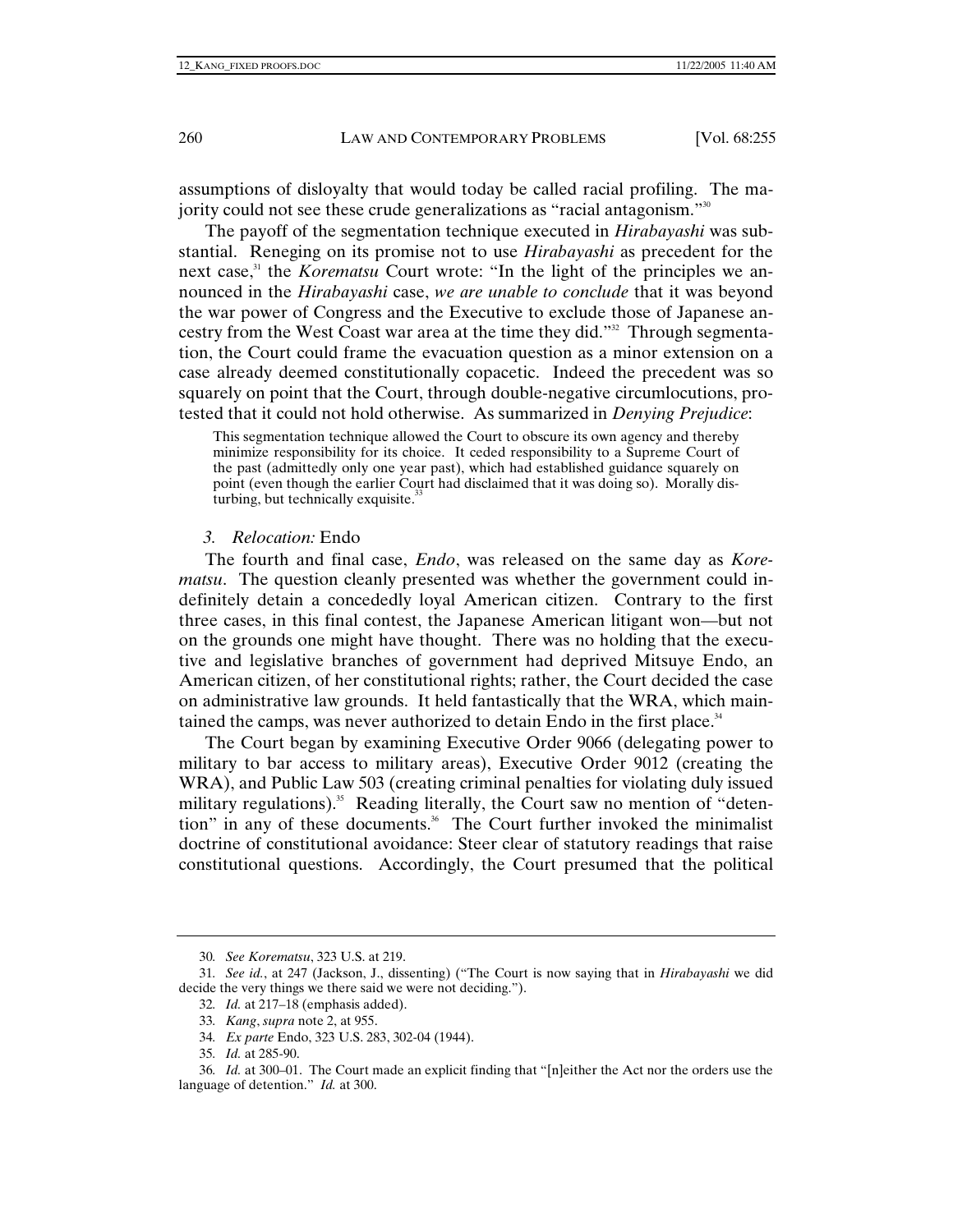assumptions of disloyalty that would today be called racial profiling. The majority could not see these crude generalizations as "racial antagonism."[30]

The payoff of the segmentation technique executed in *Hirabayashi* was substantial. Reneging on its promise not to use *Hirabayashi* as precedent for the next case,[31] the *Korematsu* Court wrote: "In the light of the principles we announced in the *Hirabayashi* case, *we are unable to conclude* that it was beyond the war power of Congress and the Executive to exclude those of Japanese ancestry from the West Coast war area at the time they did."[32] Through segmentation, the Court could frame the evacuation question as a minor extension on a case already deemed constitutionally copacetic. Indeed the precedent was so squarely on point that the Court, through double-negative circumlocutions, protested that it could not hold otherwise. As summarized in *Denying Prejudice*:

> This segmentation technique allowed the Court to obscure its own agency and thereby minimize responsibility for its choice. It ceded responsibility to a Supreme Court of the past (admittedly only one year past), which had established guidance squarely on point (even though the earlier Court had disclaimed that it was doing so). Morally disturbing, but technically exquisite.[33]

### *3. Relocation:* Endo

The fourth and final case, *Endo*, was released on the same day as *Korematsu*. The question cleanly presented was whether the government could indefinitely detain a concededly loyal American citizen. Contrary to the first three cases, in this final contest, the Japanese American litigant won—but not on the grounds one might have thought. There was no holding that the executive and legislative branches of government had deprived Mitsuye Endo, an American citizen, of her constitutional rights; rather, the Court decided the case on administrative law grounds. It held fantastically that the WRA, which maintained the camps, was never authorized to detain Endo in the first place.[34]

The Court began by examining Executive Order 9066 (delegating power to military to bar access to military areas), Executive Order 9012 (creating the WRA), and Public Law 503 (creating criminal penalties for violating duly issued military regulations).[35] Reading literally, the Court saw no mention of "detention" in any of these documents.[36] The Court further invoked the minimalist doctrine of constitutional avoidance: Steer clear of statutory readings that raise constitutional questions. Accordingly, the Court presumed that the political

---

30. *See Korematsu*, 323 U.S. at 219.

31. *See id.*, at 247 (Jackson, J., dissenting) ("The Court is now saying that in *Hirabayashi* we did decide the very things we there said we were not deciding.").

32. *Id.* at 217–18 (emphasis added).

33. *Kang*, *supra* note 2, at 955.

34. *Ex parte* Endo, 323 U.S. 283, 302-04 (1944).

35. *Id.* at 285-90.

36. *Id.* at 300–01. The Court made an explicit finding that "[n]either the Act nor the orders use the language of detention." *Id.* at 300.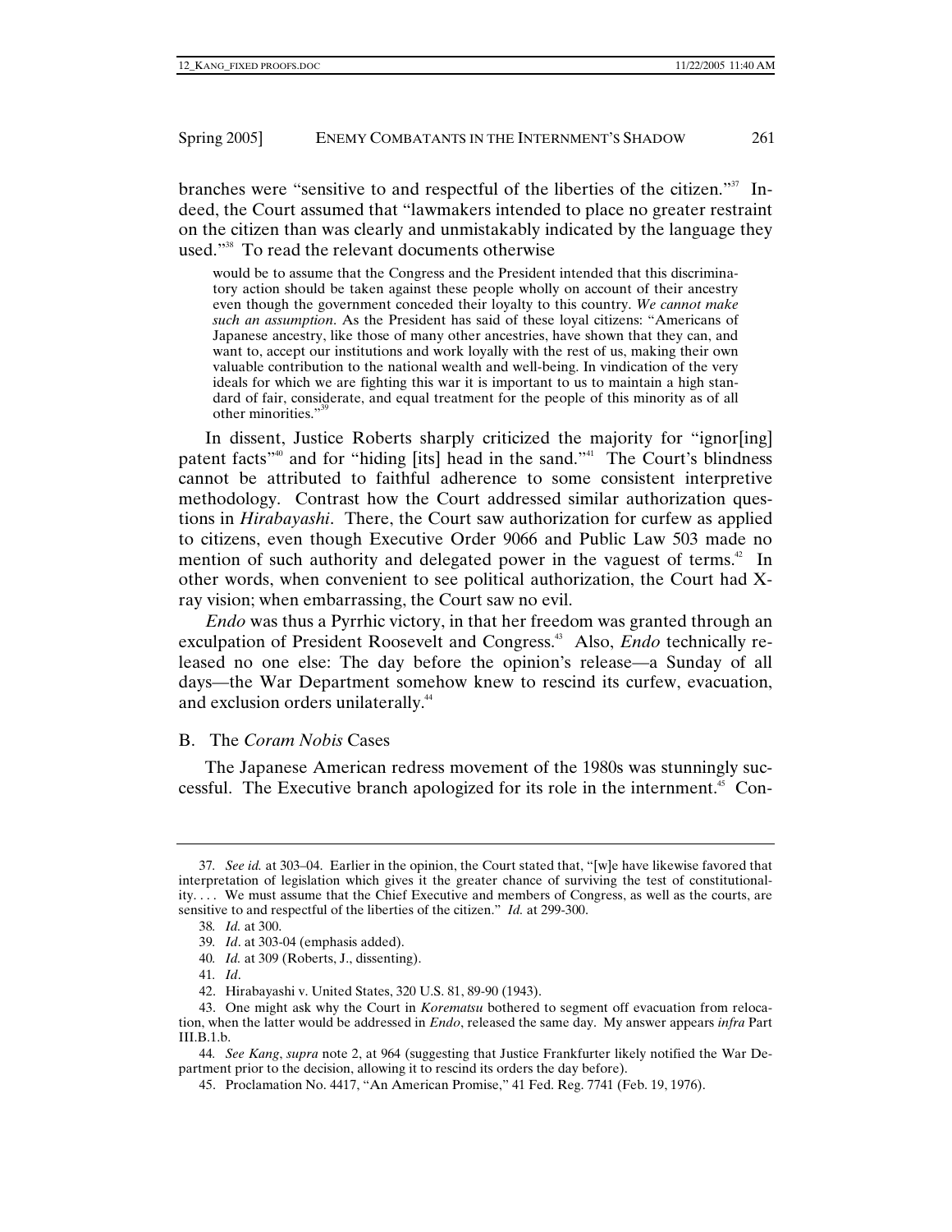branches were "sensitive to and respectful of the liberties of the citizen."[37] Indeed, the Court assumed that "lawmakers intended to place no greater restraint on the citizen than was clearly and unmistakably indicated by the language they used."[38] To read the relevant documents otherwise

> would be to assume that the Congress and the President intended that this discriminatory action should be taken against these people wholly on account of their ancestry even though the government conceded their loyalty to this country. *We cannot make such an assumption.* As the President has said of these loyal citizens: "Americans of Japanese ancestry, like those of many other ancestries, have shown that they can, and want to, accept our institutions and work loyally with the rest of us, making their own valuable contribution to the national wealth and well-being. In vindication of the very ideals for which we are fighting this war it is important to us to maintain a high standard of fair, considerate, and equal treatment for the people of this minority as of all other minorities."[39]

In dissent, Justice Roberts sharply criticized the majority for "ignor[ing] patent facts"[40] and for "hiding [its] head in the sand."[41] The Court's blindness cannot be attributed to faithful adherence to some consistent interpretive methodology. Contrast how the Court addressed similar authorization questions in *Hirabayashi*. There, the Court saw authorization for curfew as applied to citizens, even though Executive Order 9066 and Public Law 503 made no mention of such authority and delegated power in the vaguest of terms.[42] In other words, when convenient to see political authorization, the Court had X-ray vision; when embarrassing, the Court saw no evil.

*Endo* was thus a Pyrrhic victory, in that her freedom was granted through an exculpation of President Roosevelt and Congress.[43] Also, *Endo* technically released no one else: The day before the opinion's release—a Sunday of all days—the War Department somehow knew to rescind its curfew, evacuation, and exclusion orders unilaterally.[44]

## B. The *Coram Nobis* Cases

The Japanese American redress movement of the 1980s was stunningly successful. The Executive branch apologized for its role in the internment.[45] Con-

---

37. *See id.* at 303–04. Earlier in the opinion, the Court stated that, "[w]e have likewise favored that interpretation of legislation which gives it the greater chance of surviving the test of constitutionality. . . . We must assume that the Chief Executive and members of Congress, as well as the courts, are sensitive to and respectful of the liberties of the citizen." *Id.* at 299-300.

38. *Id.* at 300.

39. *Id*. at 303-04 (emphasis added).

40. *Id.* at 309 (Roberts, J., dissenting).

41. *Id*.

42. Hirabayashi v. United States, 320 U.S. 81, 89-90 (1943).

43. One might ask why the Court in *Korematsu* bothered to segment off evacuation from relocation, when the latter would be addressed in *Endo*, released the same day. My answer appears *infra* Part III.B.1.b.

44. *See Kang*, *supra* note 2, at 964 (suggesting that Justice Frankfurter likely notified the War Department prior to the decision, allowing it to rescind its orders the day before).

45. Proclamation No. 4417, "An American Promise," 41 Fed. Reg. 7741 (Feb. 19, 1976).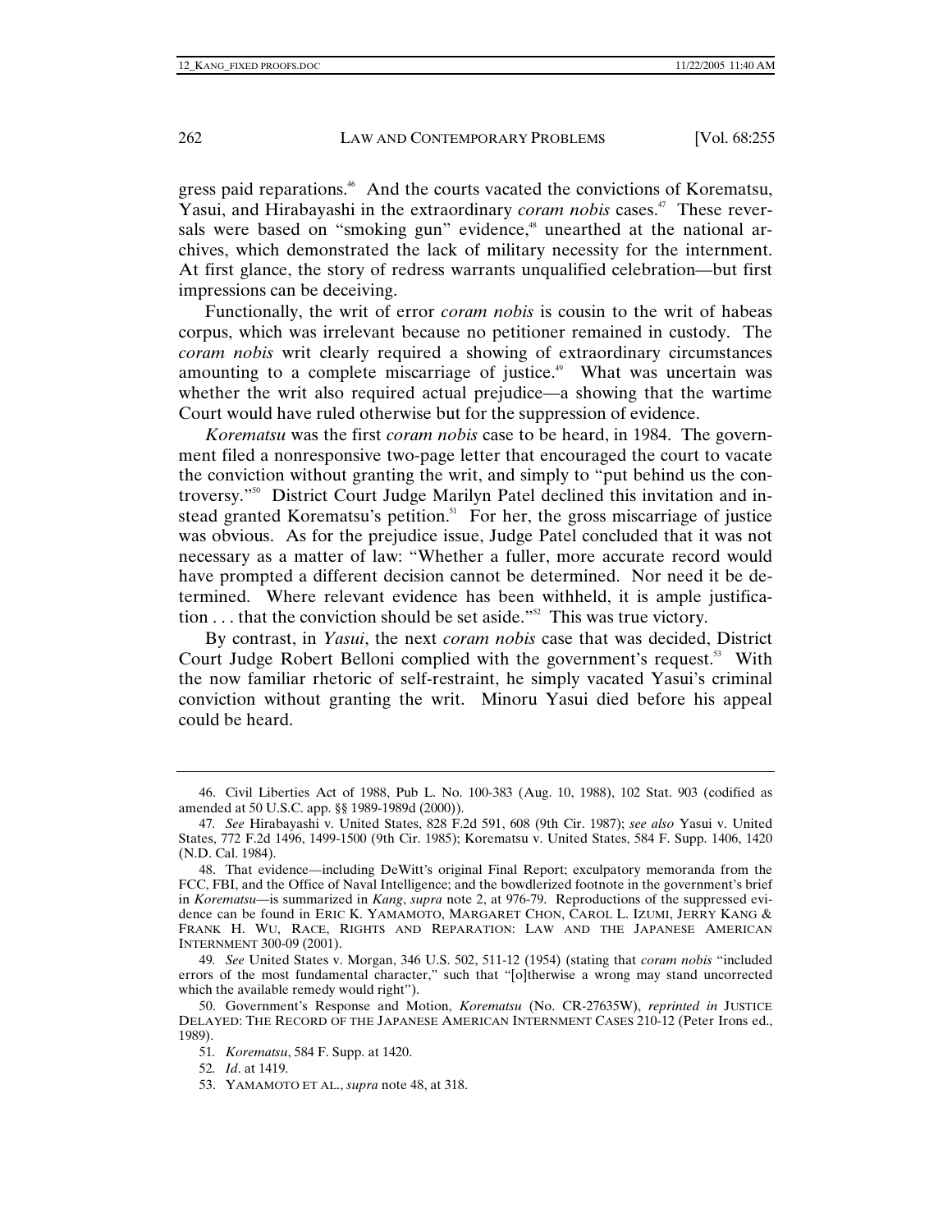gress paid reparations.[46] And the courts vacated the convictions of Korematsu, Yasui, and Hirabayashi in the extraordinary *coram nobis* cases.[47] These reversals were based on "smoking gun" evidence,[48] unearthed at the national archives, which demonstrated the lack of military necessity for the internment. At first glance, the story of redress warrants unqualified celebration—but first impressions can be deceiving.

Functionally, the writ of error *coram nobis* is cousin to the writ of habeas corpus, which was irrelevant because no petitioner remained in custody. The *coram nobis* writ clearly required a showing of extraordinary circumstances amounting to a complete miscarriage of justice.[49] What was uncertain was whether the writ also required actual prejudice—a showing that the wartime Court would have ruled otherwise but for the suppression of evidence.

*Korematsu* was the first *coram nobis* case to be heard, in 1984. The government filed a nonresponsive two-page letter that encouraged the court to vacate the conviction without granting the writ, and simply to "put behind us the controversy."[50] District Court Judge Marilyn Patel declined this invitation and instead granted Korematsu's petition.[51] For her, the gross miscarriage of justice was obvious. As for the prejudice issue, Judge Patel concluded that it was not necessary as a matter of law: "Whether a fuller, more accurate record would have prompted a different decision cannot be determined. Nor need it be determined. Where relevant evidence has been withheld, it is ample justification . . . that the conviction should be set aside."[52] This was true victory.

By contrast, in *Yasui*, the next *coram nobis* case that was decided, District Court Judge Robert Belloni complied with the government's request.[53] With the now familiar rhetoric of self-restraint, he simply vacated Yasui's criminal conviction without granting the writ. Minoru Yasui died before his appeal could be heard.

---

46. Civil Liberties Act of 1988, Pub L. No. 100-383 (Aug. 10, 1988), 102 Stat. 903 (codified as amended at 50 U.S.C. app. §§ 1989-1989d (2000)).

47. *See* Hirabayashi v. United States, 828 F.2d 591, 608 (9th Cir. 1987); *see also* Yasui v. United States, 772 F.2d 1496, 1499-1500 (9th Cir. 1985); Korematsu v. United States, 584 F. Supp. 1406, 1420 (N.D. Cal. 1984).

48. That evidence—including DeWitt's original Final Report; exculpatory memoranda from the FCC, FBI, and the Office of Naval Intelligence; and the bowdlerized footnote in the government's brief in *Korematsu*—is summarized in *Kang*, *supra* note 2, at 976-79. Reproductions of the suppressed evidence can be found in ERIC K. YAMAMOTO, MARGARET CHON, CAROL L. IZUMI, JERRY KANG & FRANK H. WU, RACE, RIGHTS AND REPARATION: LAW AND THE JAPANESE AMERICAN INTERNMENT 300-09 (2001).

49. *See* United States v. Morgan, 346 U.S. 502, 511-12 (1954) (stating that *coram nobis* "included errors of the most fundamental character," such that "[o]therwise a wrong may stand uncorrected which the available remedy would right").

50. Government's Response and Motion, *Korematsu* (No. CR-27635W), *reprinted in* JUSTICE DELAYED: THE RECORD OF THE JAPANESE AMERICAN INTERNMENT CASES 210-12 (Peter Irons ed., 1989).

51. *Korematsu*, 584 F. Supp. at 1420.

52. *Id*. at 1419.

53. YAMAMOTO ET AL., *supra* note 48, at 318.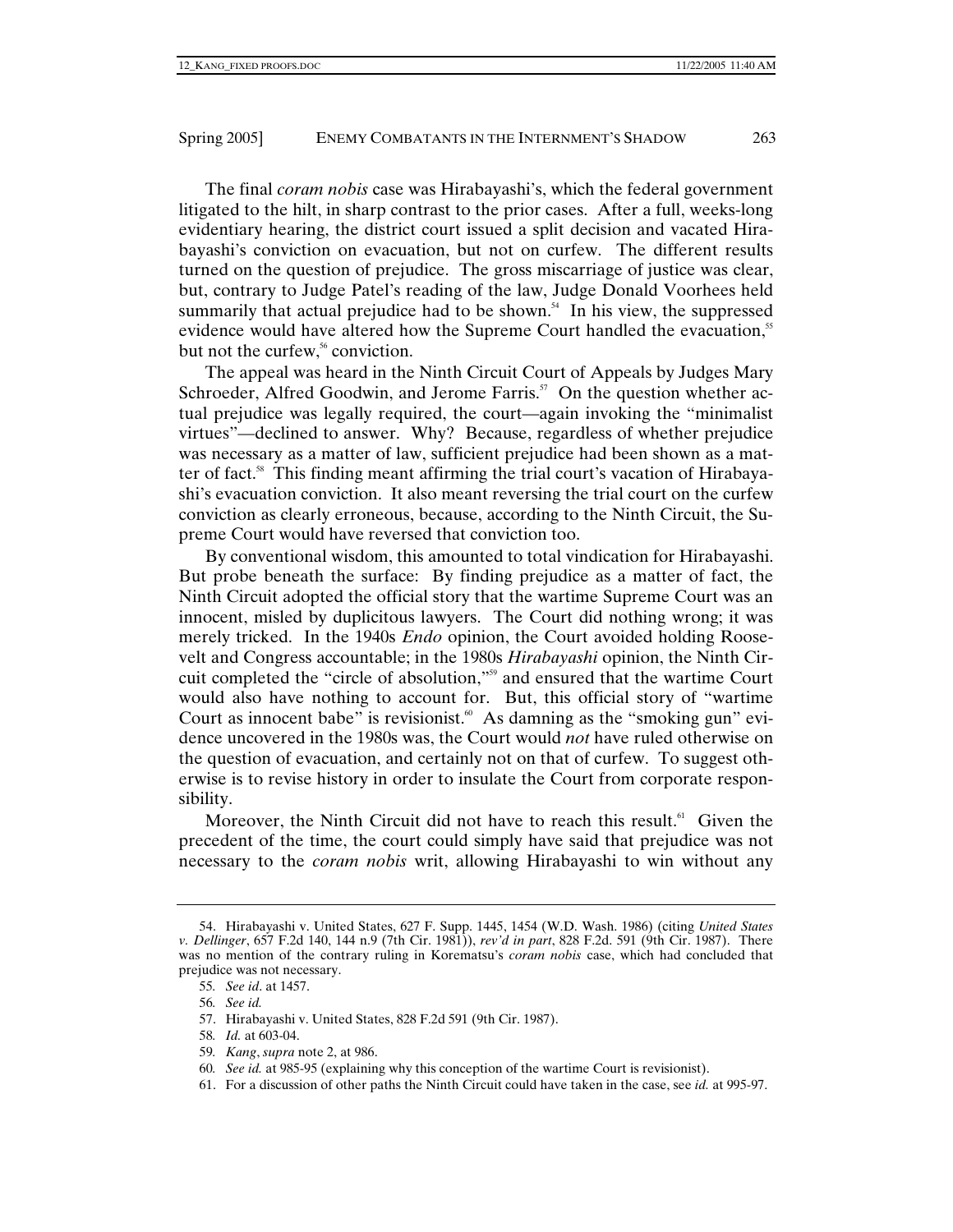The final *coram nobis* case was Hirabayashi's, which the federal government litigated to the hilt, in sharp contrast to the prior cases. After a full, weeks-long evidentiary hearing, the district court issued a split decision and vacated Hirabayashi's conviction on evacuation, but not on curfew. The different results turned on the question of prejudice. The gross miscarriage of justice was clear, but, contrary to Judge Patel's reading of the law, Judge Donald Voorhees held summarily that actual prejudice had to be shown.[54] In his view, the suppressed evidence would have altered how the Supreme Court handled the evacuation,[55] but not the curfew,[56] conviction.

The appeal was heard in the Ninth Circuit Court of Appeals by Judges Mary Schroeder, Alfred Goodwin, and Jerome Farris.[57] On the question whether actual prejudice was legally required, the court—again invoking the "minimalist virtues"—declined to answer. Why? Because, regardless of whether prejudice was necessary as a matter of law, sufficient prejudice had been shown as a matter of fact.[58] This finding meant affirming the trial court's vacation of Hirabayashi's evacuation conviction. It also meant reversing the trial court on the curfew conviction as clearly erroneous, because, according to the Ninth Circuit, the Supreme Court would have reversed that conviction too.

By conventional wisdom, this amounted to total vindication for Hirabayashi. But probe beneath the surface: By finding prejudice as a matter of fact, the Ninth Circuit adopted the official story that the wartime Supreme Court was an innocent, misled by duplicitous lawyers. The Court did nothing wrong; it was merely tricked. In the 1940s *Endo* opinion, the Court avoided holding Roosevelt and Congress accountable; in the 1980s *Hirabayashi* opinion, the Ninth Circuit completed the "circle of absolution,"[59] and ensured that the wartime Court would also have nothing to account for. But, this official story of "wartime Court as innocent babe" is revisionist.[60] As damning as the "smoking gun" evidence uncovered in the 1980s was, the Court would *not* have ruled otherwise on the question of evacuation, and certainly not on that of curfew. To suggest otherwise is to revise history in order to insulate the Court from corporate responsibility.

Moreover, the Ninth Circuit did not have to reach this result.[61] Given the precedent of the time, the court could simply have said that prejudice was not necessary to the *coram nobis* writ, allowing Hirabayashi to win without any

---

54. Hirabayashi v. United States, 627 F. Supp. 1445, 1454 (W.D. Wash. 1986) (citing *United States v. Dellinger*, 657 F.2d 140, 144 n.9 (7th Cir. 1981)), *rev'd in part*, 828 F.2d. 591 (9th Cir. 1987). There was no mention of the contrary ruling in Korematsu's *coram nobis* case, which had concluded that prejudice was not necessary.

55. *See id*. at 1457.

56. *See id.*

57. Hirabayashi v. United States, 828 F.2d 591 (9th Cir. 1987).

58. *Id.* at 603-04.

59. *Kang*, *supra* note 2, at 986.

60. *See id.* at 985-95 (explaining why this conception of the wartime Court is revisionist).

61. For a discussion of other paths the Ninth Circuit could have taken in the case, see *id.* at 995-97.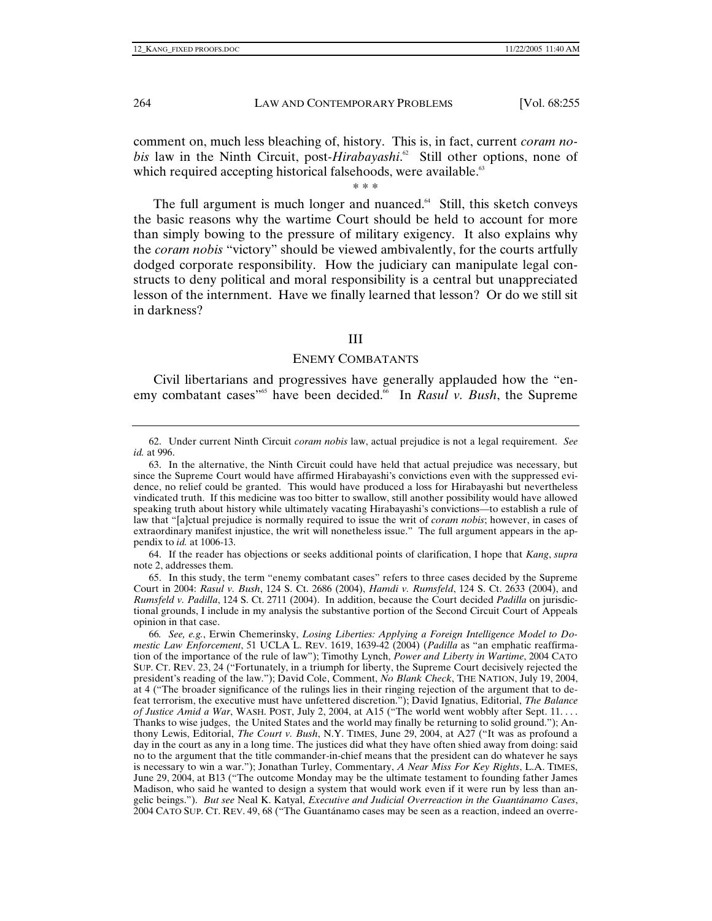comment on, much less bleaching of, history. This is, in fact, current *coram nobis* law in the Ninth Circuit, post-*Hirabayashi*.[62] Still other options, none of which required accepting historical falsehoods, were available.[63]

\* \* \*

The full argument is much longer and nuanced.[64] Still, this sketch conveys the basic reasons why the wartime Court should be held to account for more than simply bowing to the pressure of military exigency. It also explains why the *coram nobis* "victory" should be viewed ambivalently, for the courts artfully dodged corporate responsibility. How the judiciary can manipulate legal constructs to deny political and moral responsibility is a central but unappreciated lesson of the internment. Have we finally learned that lesson? Or do we still sit in darkness?

## III

## ENEMY COMBATANTS

Civil libertarians and progressives have generally applauded how the "enemy combatant cases"[65] have been decided.[66] In *Rasul v. Bush*, the Supreme

---

62. Under current Ninth Circuit *coram nobis* law, actual prejudice is not a legal requirement. *See id.* at 996.

63. In the alternative, the Ninth Circuit could have held that actual prejudice was necessary, but since the Supreme Court would have affirmed Hirabayashi's convictions even with the suppressed evidence, no relief could be granted. This would have produced a loss for Hirabayashi but nevertheless vindicated truth. If this medicine was too bitter to swallow, still another possibility would have allowed speaking truth about history while ultimately vacating Hirabayashi's convictions—to establish a rule of law that "[a]ctual prejudice is normally required to issue the writ of *coram nobis*; however, in cases of extraordinary manifest injustice, the writ will nonetheless issue." The full argument appears in the appendix to *id.* at 1006-13.

64. If the reader has objections or seeks additional points of clarification, I hope that *Kang*, *supra* note 2, addresses them.

65. In this study, the term "enemy combatant cases" refers to three cases decided by the Supreme Court in 2004: *Rasul v. Bush*, 124 S. Ct. 2686 (2004), *Hamdi v. Rumsfeld*, 124 S. Ct. 2633 (2004), and *Rumsfeld v. Padilla*, 124 S. Ct. 2711 (2004). In addition, because the Court decided *Padilla* on jurisdictional grounds, I include in my analysis the substantive portion of the Second Circuit Court of Appeals opinion in that case.

66. *See, e.g.*, Erwin Chemerinsky, *Losing Liberties: Applying a Foreign Intelligence Model to Domestic Law Enforcement*, 51 UCLA L. REV. 1619, 1639-42 (2004) (*Padilla* as "an emphatic reaffirmation of the importance of the rule of law"); Timothy Lynch, *Power and Liberty in Wartime*, 2004 CATO SUP. CT. REV. 23, 24 ("Fortunately, in a triumph for liberty, the Supreme Court decisively rejected the president's reading of the law."); David Cole, Comment, *No Blank Check*, THE NATION, July 19, 2004, at 4 ("The broader significance of the rulings lies in their ringing rejection of the argument that to defeat terrorism, the executive must have unfettered discretion."); David Ignatius, Editorial, *The Balance of Justice Amid a War*, WASH. POST, July 2, 2004, at A15 ("The world went wobbly after Sept. 11. . . . Thanks to wise judges, the United States and the world may finally be returning to solid ground."); Anthony Lewis, Editorial, *The Court v. Bush*, N.Y. TIMES, June 29, 2004, at A27 ("It was as profound a day in the court as any in a long time. The justices did what they have often shied away from doing: said no to the argument that the title commander-in-chief means that the president can do whatever he says is necessary to win a war."); Jonathan Turley, Commentary, *A Near Miss For Key Rights*, L.A. TIMES, June 29, 2004, at B13 ("The outcome Monday may be the ultimate testament to founding father James Madison, who said he wanted to design a system that would work even if it were run by less than angelic beings."). *But see* Neal K. Katyal, *Executive and Judicial Overreaction in the Guantánamo Cases*, 2004 CATO SUP. CT. REV. 49, 68 ("The Guantánamo cases may be seen as a reaction, indeed an overre-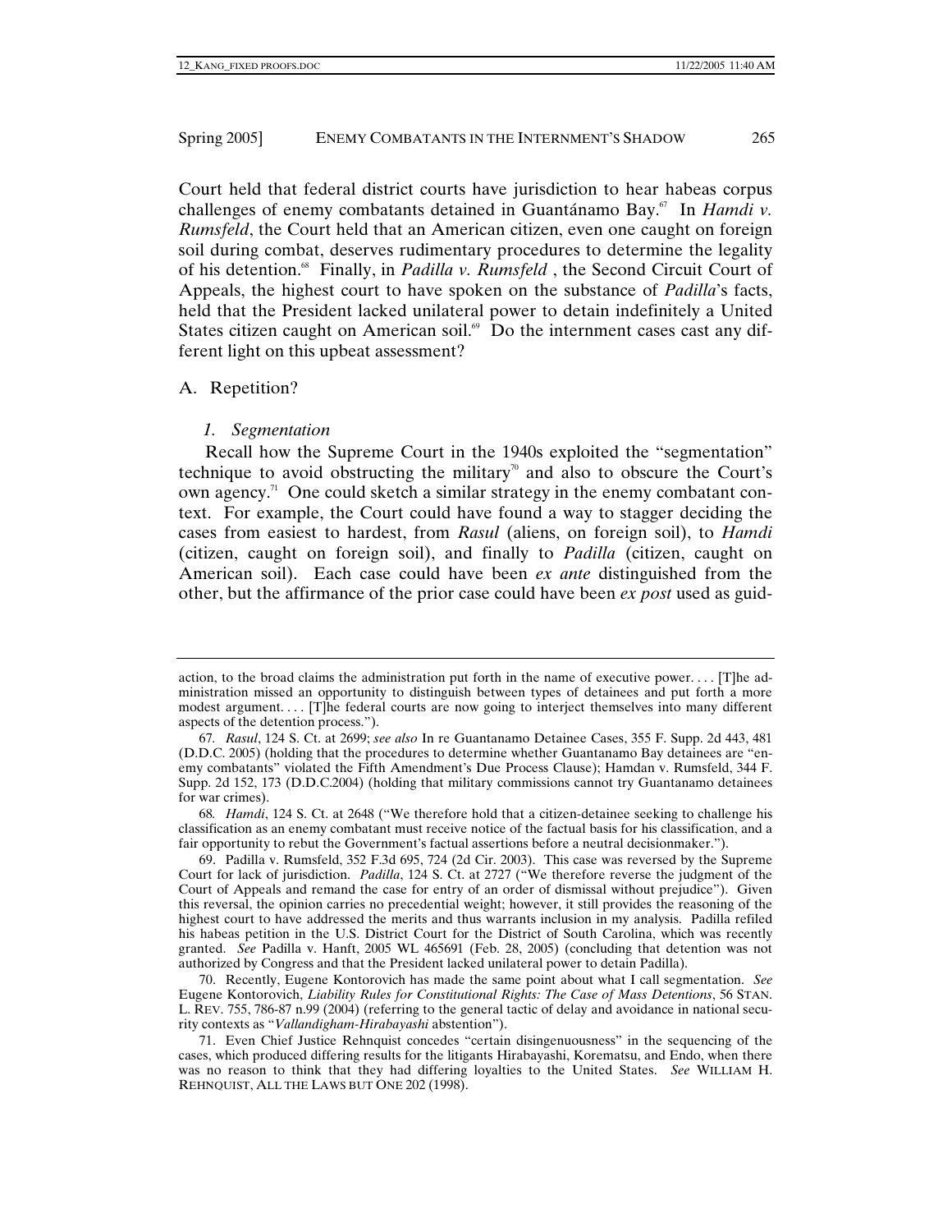Court held that federal district courts have jurisdiction to hear habeas corpus challenges of enemy combatants detained in Guantánamo Bay.[67] In *Hamdi v. Rumsfeld*, the Court held that an American citizen, even one caught on foreign soil during combat, deserves rudimentary procedures to determine the legality of his detention.[68] Finally, in *Padilla v. Rumsfeld* , the Second Circuit Court of Appeals, the highest court to have spoken on the substance of *Padilla*'s facts, held that the President lacked unilateral power to detain indefinitely a United States citizen caught on American soil.[69] Do the internment cases cast any different light on this upbeat assessment?

## A. Repetition?

### *1. Segmentation*

Recall how the Supreme Court in the 1940s exploited the "segmentation" technique to avoid obstructing the military[70] and also to obscure the Court's own agency.[71] One could sketch a similar strategy in the enemy combatant context. For example, the Court could have found a way to stagger deciding the cases from easiest to hardest, from *Rasul* (aliens, on foreign soil), to *Hamdi* (citizen, caught on foreign soil), and finally to *Padilla* (citizen, caught on American soil). Each case could have been *ex ante* distinguished from the other, but the affirmance of the prior case could have been *ex post* used as guid-

---

action, to the broad claims the administration put forth in the name of executive power. . . . [T]he administration missed an opportunity to distinguish between types of detainees and put forth a more modest argument. . . . [T]he federal courts are now going to interject themselves into many different aspects of the detention process.").

67. *Rasul*, 124 S. Ct. at 2699; *see also* In re Guantanamo Detainee Cases, 355 F. Supp. 2d 443, 481 (D.D.C. 2005) (holding that the procedures to determine whether Guantanamo Bay detainees are "enemy combatants" violated the Fifth Amendment's Due Process Clause); Hamdan v. Rumsfeld, 344 F. Supp. 2d 152, 173 (D.D.C.2004) (holding that military commissions cannot try Guantanamo detainees for war crimes).

68. *Hamdi*, 124 S. Ct. at 2648 ("We therefore hold that a citizen-detainee seeking to challenge his classification as an enemy combatant must receive notice of the factual basis for his classification, and a fair opportunity to rebut the Government's factual assertions before a neutral decisionmaker.").

69. Padilla v. Rumsfeld, 352 F.3d 695, 724 (2d Cir. 2003). This case was reversed by the Supreme Court for lack of jurisdiction. *Padilla*, 124 S. Ct. at 2727 ("We therefore reverse the judgment of the Court of Appeals and remand the case for entry of an order of dismissal without prejudice"). Given this reversal, the opinion carries no precedential weight; however, it still provides the reasoning of the highest court to have addressed the merits and thus warrants inclusion in my analysis. Padilla refiled his habeas petition in the U.S. District Court for the District of South Carolina, which was recently granted. *See* Padilla v. Hanft, 2005 WL 465691 (Feb. 28, 2005) (concluding that detention was not authorized by Congress and that the President lacked unilateral power to detain Padilla).

70. Recently, Eugene Kontorovich has made the same point about what I call segmentation. *See* Eugene Kontorovich, *Liability Rules for Constitutional Rights: The Case of Mass Detentions*, 56 STAN. L. REV. 755, 786-87 n.99 (2004) (referring to the general tactic of delay and avoidance in national security contexts as "*Vallandigham-Hirabayashi* abstention").

71. Even Chief Justice Rehnquist concedes "certain disingenuousness" in the sequencing of the cases, which produced differing results for the litigants Hirabayashi, Korematsu, and Endo, when there was no reason to think that they had differing loyalties to the United States. *See* WILLIAM H. REHNQUIST, ALL THE LAWS BUT ONE 202 (1998).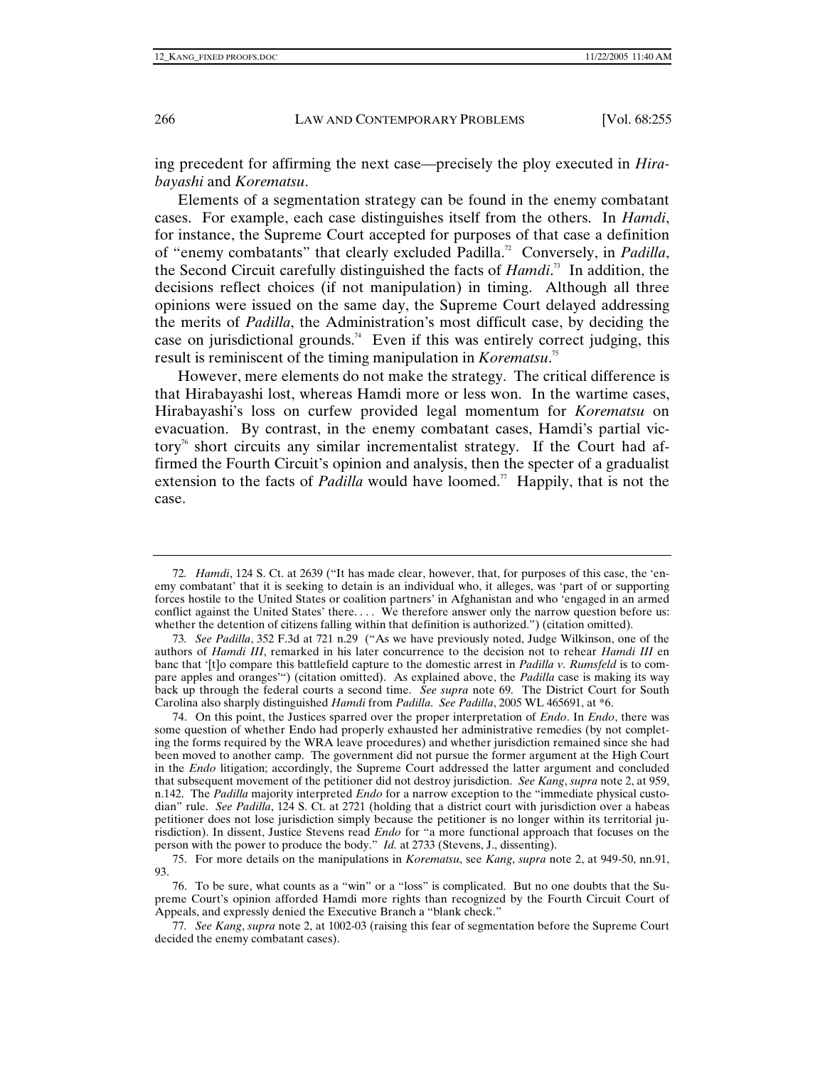ing precedent for affirming the next case—precisely the ploy executed in *Hirabayashi* and *Korematsu*.

Elements of a segmentation strategy can be found in the enemy combatant cases. For example, each case distinguishes itself from the others. In *Hamdi*, for instance, the Supreme Court accepted for purposes of that case a definition of "enemy combatants" that clearly excluded Padilla.[72] Conversely, in *Padilla*, the Second Circuit carefully distinguished the facts of *Hamdi*.[73] In addition, the decisions reflect choices (if not manipulation) in timing. Although all three opinions were issued on the same day, the Supreme Court delayed addressing the merits of *Padilla*, the Administration's most difficult case, by deciding the case on jurisdictional grounds.[74] Even if this was entirely correct judging, this result is reminiscent of the timing manipulation in *Korematsu*.[75]

However, mere elements do not make the strategy. The critical difference is that Hirabayashi lost, whereas Hamdi more or less won. In the wartime cases, Hirabayashi's loss on curfew provided legal momentum for *Korematsu* on evacuation. By contrast, in the enemy combatant cases, Hamdi's partial victory[76] short circuits any similar incrementalist strategy. If the Court had affirmed the Fourth Circuit's opinion and analysis, then the specter of a gradualist extension to the facts of *Padilla* would have loomed.[77] Happily, that is not the case.

---

72. *Hamdi*, 124 S. Ct. at 2639 ("It has made clear, however, that, for purposes of this case, the 'enemy combatant' that it is seeking to detain is an individual who, it alleges, was 'part of or supporting forces hostile to the United States or coalition partners' in Afghanistan and who 'engaged in an armed conflict against the United States' there. . . . We therefore answer only the narrow question before us: whether the detention of citizens falling within that definition is authorized.") (citation omitted).

73. *See Padilla*, 352 F.3d at 721 n.29 ("As we have previously noted, Judge Wilkinson, one of the authors of *Hamdi III*, remarked in his later concurrence to the decision not to rehear *Hamdi III* en banc that '[t]o compare this battlefield capture to the domestic arrest in *Padilla v. Rumsfeld* is to compare apples and oranges'") (citation omitted). As explained above, the *Padilla* case is making its way back up through the federal courts a second time. *See supra* note 69. The District Court for South Carolina also sharply distinguished *Hamdi* from *Padilla*. *See Padilla*, 2005 WL 465691, at \*6.

74. On this point, the Justices sparred over the proper interpretation of *Endo*. In *Endo*, there was some question of whether Endo had properly exhausted her administrative remedies (by not completing the forms required by the WRA leave procedures) and whether jurisdiction remained since she had been moved to another camp. The government did not pursue the former argument at the High Court in the *Endo* litigation; accordingly, the Supreme Court addressed the latter argument and concluded that subsequent movement of the petitioner did not destroy jurisdiction. *See Kang*, *supra* note 2, at 959, n.142. The *Padilla* majority interpreted *Endo* for a narrow exception to the "immediate physical custodian" rule. *See Padilla*, 124 S. Ct. at 2721 (holding that a district court with jurisdiction over a habeas petitioner does not lose jurisdiction simply because the petitioner is no longer within its territorial jurisdiction). In dissent, Justice Stevens read *Endo* for "a more functional approach that focuses on the person with the power to produce the body." *Id.* at 2733 (Stevens, J., dissenting).

75. For more details on the manipulations in *Korematsu*, see *Kang*, *supra* note 2, at 949-50, nn.91, 93.

76. To be sure, what counts as a "win" or a "loss" is complicated. But no one doubts that the Supreme Court's opinion afforded Hamdi more rights than recognized by the Fourth Circuit Court of Appeals, and expressly denied the Executive Branch a "blank check."

77. *See Kang*, *supra* note 2, at 1002-03 (raising this fear of segmentation before the Supreme Court decided the enemy combatant cases).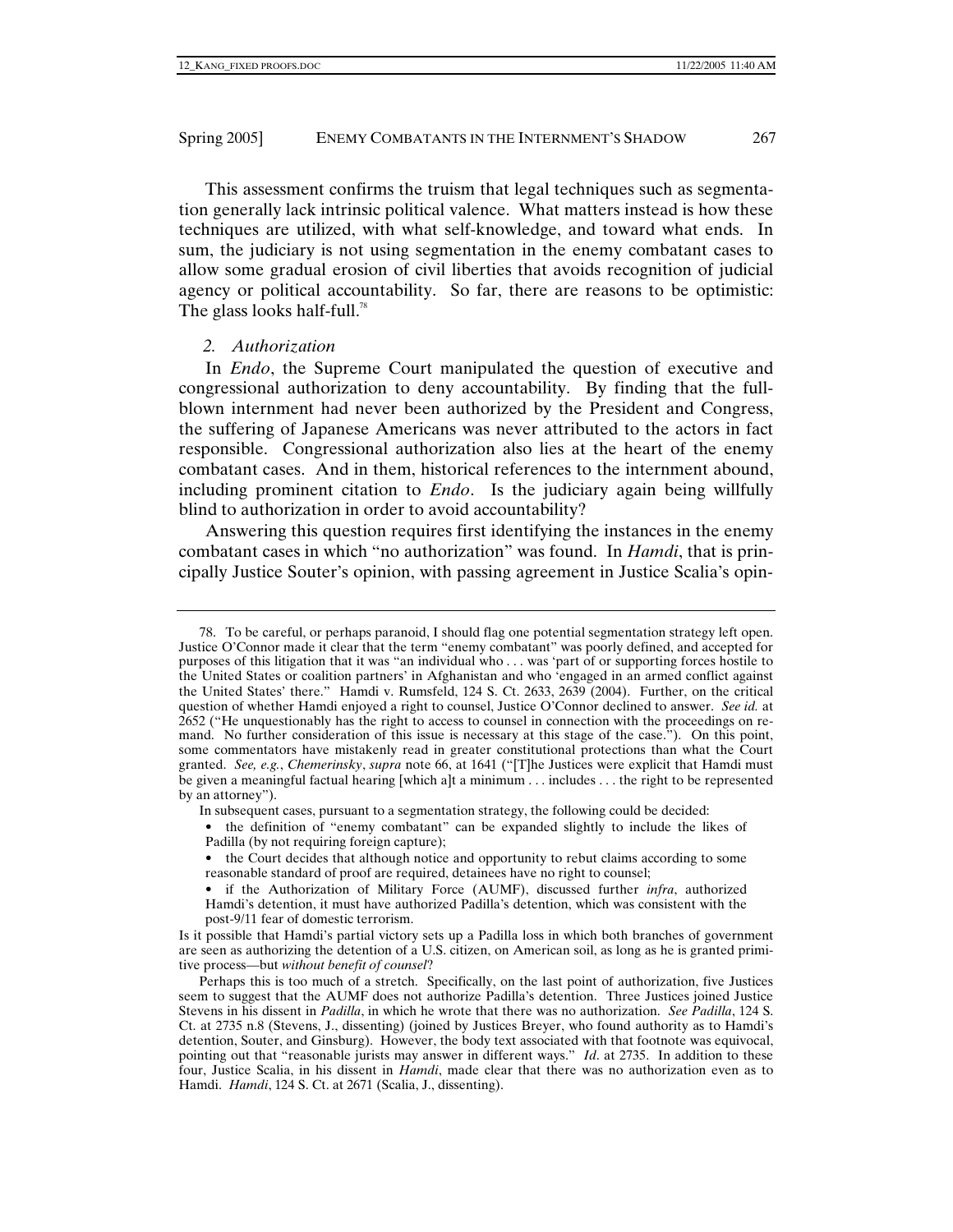This assessment confirms the truism that legal techniques such as segmentation generally lack intrinsic political valence. What matters instead is how these techniques are utilized, with what self-knowledge, and toward what ends. In sum, the judiciary is not using segmentation in the enemy combatant cases to allow some gradual erosion of civil liberties that avoids recognition of judicial agency or political accountability. So far, there are reasons to be optimistic: The glass looks half-full.[78]

### *2. Authorization*

In *Endo*, the Supreme Court manipulated the question of executive and congressional authorization to deny accountability. By finding that the full-blown internment had never been authorized by the President and Congress, the suffering of Japanese Americans was never attributed to the actors in fact responsible. Congressional authorization also lies at the heart of the enemy combatant cases. And in them, historical references to the internment abound, including prominent citation to *Endo*. Is the judiciary again being willfully blind to authorization in order to avoid accountability?

Answering this question requires first identifying the instances in the enemy combatant cases in which "no authorization" was found. In *Hamdi*, that is principally Justice Souter's opinion, with passing agreement in Justice Scalia's opin-

---

78. To be careful, or perhaps paranoid, I should flag one potential segmentation strategy left open. Justice O'Connor made it clear that the term "enemy combatant" was poorly defined, and accepted for purposes of this litigation that it was "an individual who . . . was 'part of or supporting forces hostile to the United States or coalition partners' in Afghanistan and who 'engaged in an armed conflict against the United States' there." Hamdi v. Rumsfeld, 124 S. Ct. 2633, 2639 (2004). Further, on the critical question of whether Hamdi enjoyed a right to counsel, Justice O'Connor declined to answer. *See id.* at 2652 ("He unquestionably has the right to access to counsel in connection with the proceedings on remand. No further consideration of this issue is necessary at this stage of the case."). On this point, some commentators have mistakenly read in greater constitutional protections than what the Court granted. *See, e.g.*, *Chemerinsky*, *supra* note 66, at 1641 ("[T]he Justices were explicit that Hamdi must be given a meaningful factual hearing [which a]t a minimum . . . includes . . . the right to be represented by an attorney").

In subsequent cases, pursuant to a segmentation strategy, the following could be decided:

- the definition of "enemy combatant" can be expanded slightly to include the likes of Padilla (by not requiring foreign capture);
- the Court decides that although notice and opportunity to rebut claims according to some reasonable standard of proof are required, detainees have no right to counsel;
- if the Authorization of Military Force (AUMF), discussed further *infra*, authorized Hamdi's detention, it must have authorized Padilla's detention, which was consistent with the post-9/11 fear of domestic terrorism.

Is it possible that Hamdi's partial victory sets up a Padilla loss in which both branches of government are seen as authorizing the detention of a U.S. citizen, on American soil, as long as he is granted primitive process—but *without benefit of counsel*?

Perhaps this is too much of a stretch. Specifically, on the last point of authorization, five Justices seem to suggest that the AUMF does not authorize Padilla's detention. Three Justices joined Justice Stevens in his dissent in *Padilla*, in which he wrote that there was no authorization. *See Padilla*, 124 S. Ct. at 2735 n.8 (Stevens, J., dissenting) (joined by Justices Breyer, who found authority as to Hamdi's detention, Souter, and Ginsburg). However, the body text associated with that footnote was equivocal, pointing out that "reasonable jurists may answer in different ways." *Id*. at 2735. In addition to these four, Justice Scalia, in his dissent in *Hamdi*, made clear that there was no authorization even as to Hamdi. *Hamdi*, 124 S. Ct. at 2671 (Scalia, J., dissenting).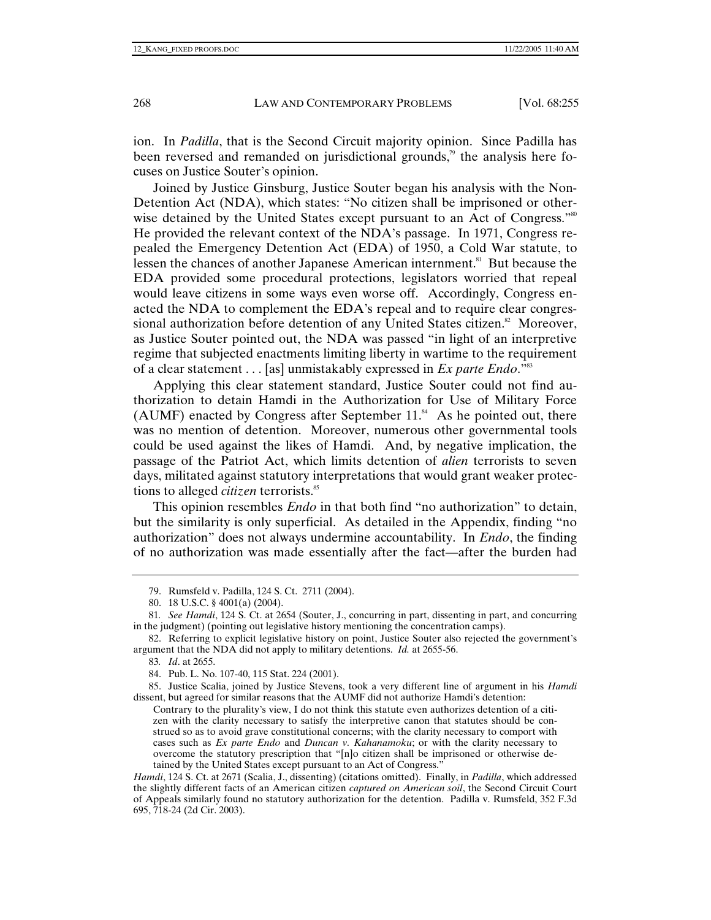ion. In *Padilla*, that is the Second Circuit majority opinion. Since Padilla has been reversed and remanded on jurisdictional grounds,[79] the analysis here focuses on Justice Souter's opinion.

Joined by Justice Ginsburg, Justice Souter began his analysis with the Non-Detention Act (NDA), which states: "No citizen shall be imprisoned or otherwise detained by the United States except pursuant to an Act of Congress."[80] He provided the relevant context of the NDA's passage. In 1971, Congress repealed the Emergency Detention Act (EDA) of 1950, a Cold War statute, to lessen the chances of another Japanese American internment.[81] But because the EDA provided some procedural protections, legislators worried that repeal would leave citizens in some ways even worse off. Accordingly, Congress enacted the NDA to complement the EDA's repeal and to require clear congressional authorization before detention of any United States citizen.[82] Moreover, as Justice Souter pointed out, the NDA was passed "in light of an interpretive regime that subjected enactments limiting liberty in wartime to the requirement of a clear statement . . . [as] unmistakably expressed in *Ex parte Endo*."[83]

Applying this clear statement standard, Justice Souter could not find authorization to detain Hamdi in the Authorization for Use of Military Force (AUMF) enacted by Congress after September 11.[84] As he pointed out, there was no mention of detention. Moreover, numerous other governmental tools could be used against the likes of Hamdi. And, by negative implication, the passage of the Patriot Act, which limits detention of *alien* terrorists to seven days, militated against statutory interpretations that would grant weaker protections to alleged *citizen* terrorists.[85]

This opinion resembles *Endo* in that both find "no authorization" to detain, but the similarity is only superficial. As detailed in the Appendix, finding "no authorization" does not always undermine accountability. In *Endo*, the finding of no authorization was made essentially after the fact—after the burden had

---

79. Rumsfeld v. Padilla, 124 S. Ct. 2711 (2004).

80. 18 U.S.C. § 4001(a) (2004).

81. *See Hamdi*, 124 S. Ct. at 2654 (Souter, J., concurring in part, dissenting in part, and concurring in the judgment) (pointing out legislative history mentioning the concentration camps).

82. Referring to explicit legislative history on point, Justice Souter also rejected the government's argument that the NDA did not apply to military detentions. *Id.* at 2655-56.

83. *Id*. at 2655.

84. Pub. L. No. 107-40, 115 Stat. 224 (2001).

85. Justice Scalia, joined by Justice Stevens, took a very different line of argument in his *Hamdi* dissent, but agreed for similar reasons that the AUMF did not authorize Hamdi's detention:

> Contrary to the plurality's view, I do not think this statute even authorizes detention of a citizen with the clarity necessary to satisfy the interpretive canon that statutes should be construed so as to avoid grave constitutional concerns; with the clarity necessary to comport with cases such as *Ex parte Endo* and *Duncan v. Kahanamoku*; or with the clarity necessary to overcome the statutory prescription that "[n]o citizen shall be imprisoned or otherwise detained by the United States except pursuant to an Act of Congress."

*Hamdi*, 124 S. Ct. at 2671 (Scalia, J., dissenting) (citations omitted). Finally, in *Padilla*, which addressed the slightly different facts of an American citizen *captured on American soil*, the Second Circuit Court of Appeals similarly found no statutory authorization for the detention. Padilla v. Rumsfeld, 352 F.3d 695, 718-24 (2d Cir. 2003).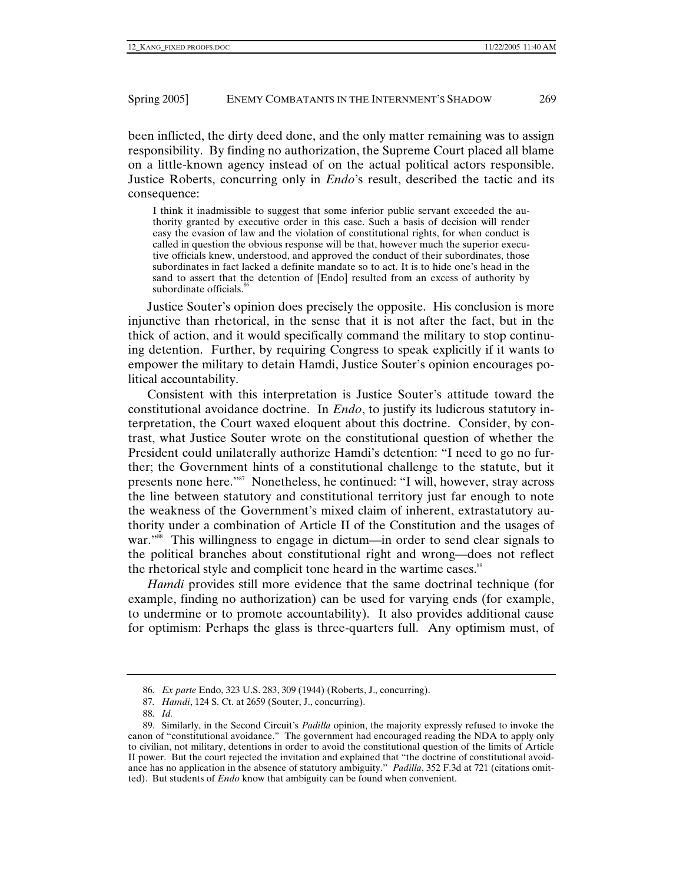been inflicted, the dirty deed done, and the only matter remaining was to assign responsibility. By finding no authorization, the Supreme Court placed all blame on a little-known agency instead of on the actual political actors responsible. Justice Roberts, concurring only in *Endo*'s result, described the tactic and its consequence:

> I think it inadmissible to suggest that some inferior public servant exceeded the authority granted by executive order in this case. Such a basis of decision will render easy the evasion of law and the violation of constitutional rights, for when conduct is called in question the obvious response will be that, however much the superior executive officials knew, understood, and approved the conduct of their subordinates, those subordinates in fact lacked a definite mandate so to act. It is to hide one's head in the sand to assert that the detention of [Endo] resulted from an excess of authority by subordinate officials.[86]

Justice Souter's opinion does precisely the opposite. His conclusion is more injunctive than rhetorical, in the sense that it is not after the fact, but in the thick of action, and it would specifically command the military to stop continuing detention. Further, by requiring Congress to speak explicitly if it wants to empower the military to detain Hamdi, Justice Souter's opinion encourages political accountability.

Consistent with this interpretation is Justice Souter's attitude toward the constitutional avoidance doctrine. In *Endo*, to justify its ludicrous statutory interpretation, the Court waxed eloquent about this doctrine. Consider, by contrast, what Justice Souter wrote on the constitutional question of whether the President could unilaterally authorize Hamdi's detention: "I need to go no further; the Government hints of a constitutional challenge to the statute, but it presents none here."[87] Nonetheless, he continued: "I will, however, stray across the line between statutory and constitutional territory just far enough to note the weakness of the Government's mixed claim of inherent, extrastatutory authority under a combination of Article II of the Constitution and the usages of war."[88] This willingness to engage in dictum—in order to send clear signals to the political branches about constitutional right and wrong—does not reflect the rhetorical style and complicit tone heard in the wartime cases.[89]

*Hamdi* provides still more evidence that the same doctrinal technique (for example, finding no authorization) can be used for varying ends (for example, to undermine or to promote accountability). It also provides additional cause for optimism: Perhaps the glass is three-quarters full. Any optimism must, of

---

86. *Ex parte* Endo, 323 U.S. 283, 309 (1944) (Roberts, J., concurring).

87. *Hamdi*, 124 S. Ct. at 2659 (Souter, J., concurring).

88. *Id.*

89. Similarly, in the Second Circuit's *Padilla* opinion, the majority expressly refused to invoke the canon of "constitutional avoidance." The government had encouraged reading the NDA to apply only to civilian, not military, detentions in order to avoid the constitutional question of the limits of Article II power. But the court rejected the invitation and explained that "the doctrine of constitutional avoidance has no application in the absence of statutory ambiguity." *Padilla*, 352 F.3d at 721 (citations omitted). But students of *Endo* know that ambiguity can be found when convenient.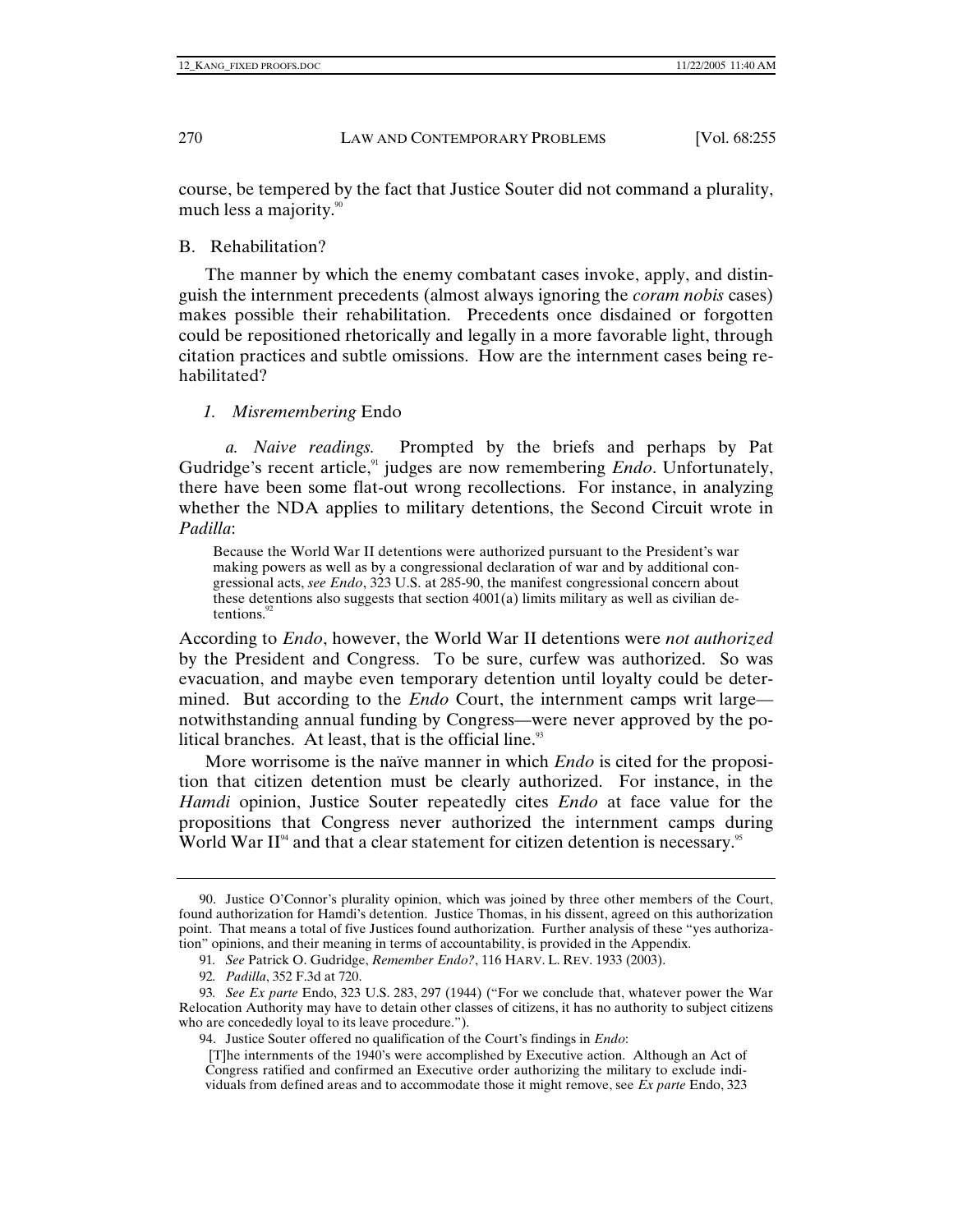course, be tempered by the fact that Justice Souter did not command a plurality, much less a majority.[90]

## B. Rehabilitation?

The manner by which the enemy combatant cases invoke, apply, and distinguish the internment precedents (almost always ignoring the *coram nobis* cases) makes possible their rehabilitation. Precedents once disdained or forgotten could be repositioned rhetorically and legally in a more favorable light, through citation practices and subtle omissions. How are the internment cases being rehabilitated?

### *1. Misremembering* Endo

*a. Naive readings.* Prompted by the briefs and perhaps by Pat Gudridge's recent article,[91] judges are now remembering *Endo*. Unfortunately, there have been some flat-out wrong recollections. For instance, in analyzing whether the NDA applies to military detentions, the Second Circuit wrote in *Padilla*:

> Because the World War II detentions were authorized pursuant to the President's war making powers as well as by a congressional declaration of war and by additional congressional acts, *see Endo*, 323 U.S. at 285-90, the manifest congressional concern about these detentions also suggests that section 4001(a) limits military as well as civilian detentions.[92]

According to *Endo*, however, the World War II detentions were *not authorized* by the President and Congress. To be sure, curfew was authorized. So was evacuation, and maybe even temporary detention until loyalty could be determined. But according to the *Endo* Court, the internment camps writ large—notwithstanding annual funding by Congress—were never approved by the political branches. At least, that is the official line.[93]

More worrisome is the naïve manner in which *Endo* is cited for the proposition that citizen detention must be clearly authorized. For instance, in the *Hamdi* opinion, Justice Souter repeatedly cites *Endo* at face value for the propositions that Congress never authorized the internment camps during World War II[94] and that a clear statement for citizen detention is necessary.[95]

---

90. Justice O'Connor's plurality opinion, which was joined by three other members of the Court, found authorization for Hamdi's detention. Justice Thomas, in his dissent, agreed on this authorization point. That means a total of five Justices found authorization. Further analysis of these "yes authorization" opinions, and their meaning in terms of accountability, is provided in the Appendix.

91. *See* Patrick O. Gudridge, *Remember Endo?*, 116 HARV. L. REV. 1933 (2003).

92. *Padilla*, 352 F.3d at 720.

93. *See Ex parte* Endo, 323 U.S. 283, 297 (1944) ("For we conclude that, whatever power the War Relocation Authority may have to detain other classes of citizens, it has no authority to subject citizens who are concededly loyal to its leave procedure.").

94. Justice Souter offered no qualification of the Court's findings in *Endo*:

> [T]he internments of the 1940's were accomplished by Executive action. Although an Act of Congress ratified and confirmed an Executive order authorizing the military to exclude individuals from defined areas and to accommodate those it might remove, see *Ex parte* Endo, 323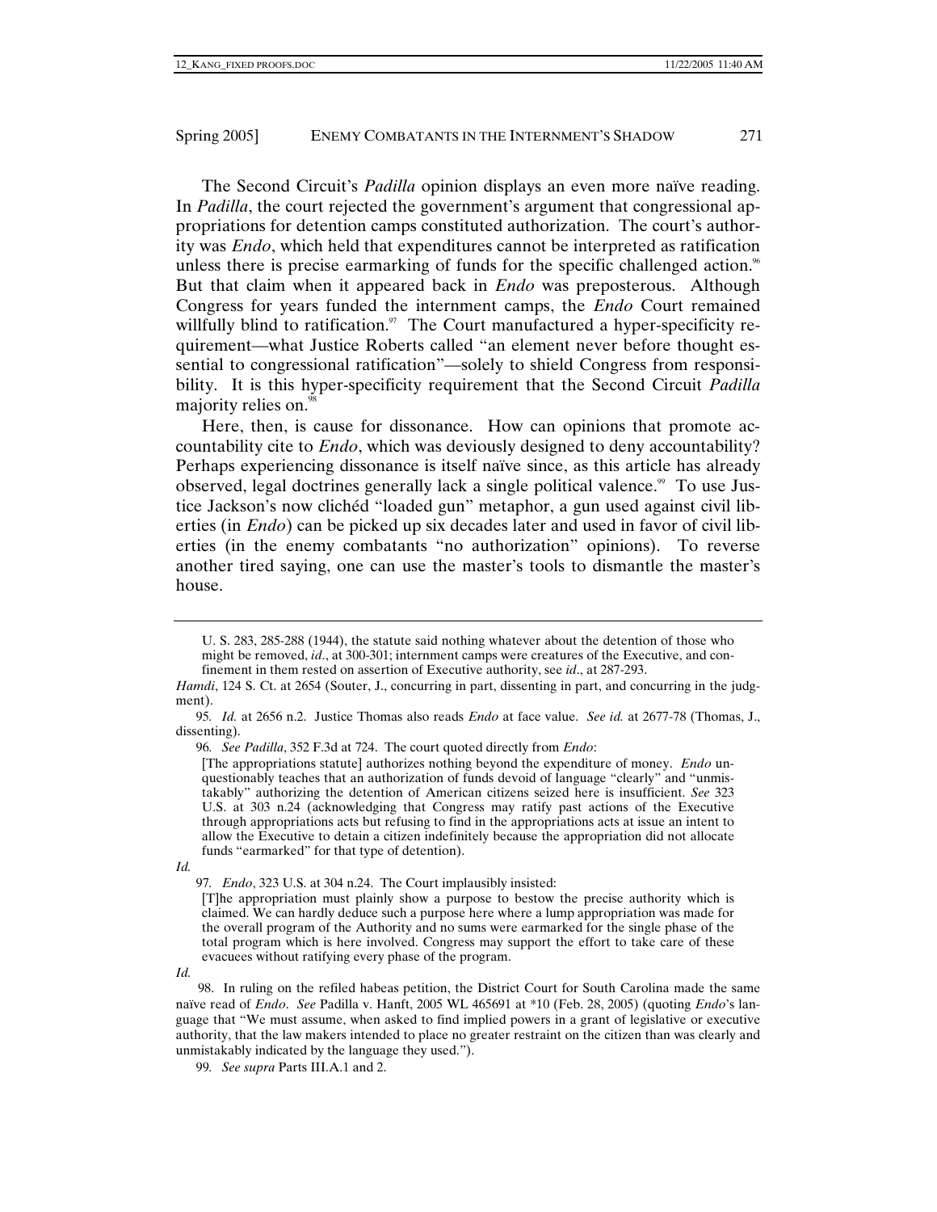The Second Circuit's *Padilla* opinion displays an even more naïve reading. In *Padilla*, the court rejected the government's argument that congressional appropriations for detention camps constituted authorization. The court's authority was *Endo*, which held that expenditures cannot be interpreted as ratification unless there is precise earmarking of funds for the specific challenged action.[96] But that claim when it appeared back in *Endo* was preposterous. Although Congress for years funded the internment camps, the *Endo* Court remained willfully blind to ratification.[97] The Court manufactured a hyper-specificity requirement—what Justice Roberts called "an element never before thought essential to congressional ratification"—solely to shield Congress from responsibility. It is this hyper-specificity requirement that the Second Circuit *Padilla* majority relies on.[98]

Here, then, is cause for dissonance. How can opinions that promote accountability cite to *Endo*, which was deviously designed to deny accountability? Perhaps experiencing dissonance is itself naïve since, as this article has already observed, legal doctrines generally lack a single political valence.[99] To use Justice Jackson's now clichéd "loaded gun" metaphor, a gun used against civil liberties (in *Endo*) can be picked up six decades later and used in favor of civil liberties (in the enemy combatants "no authorization" opinions). To reverse another tired saying, one can use the master's tools to dismantle the master's house.

---

> U. S. 283, 285-288 (1944), the statute said nothing whatever about the detention of those who might be removed, *id*., at 300-301; internment camps were creatures of the Executive, and confinement in them rested on assertion of Executive authority, see *id*., at 287-293.

*Hamdi*, 124 S. Ct. at 2654 (Souter, J., concurring in part, dissenting in part, and concurring in the judgment).

95. *Id.* at 2656 n.2. Justice Thomas also reads *Endo* at face value. *See id.* at 2677-78 (Thomas, J., dissenting).

96. *See Padilla*, 352 F.3d at 724. The court quoted directly from *Endo*:

> [The appropriations statute] authorizes nothing beyond the expenditure of money. *Endo* unquestionably teaches that an authorization of funds devoid of language "clearly" and "unmistakably" authorizing the detention of American citizens seized here is insufficient. *See* 323 U.S. at 303 n.24 (acknowledging that Congress may ratify past actions of the Executive through appropriations acts but refusing to find in the appropriations acts at issue an intent to allow the Executive to detain a citizen indefinitely because the appropriation did not allocate funds "earmarked" for that type of detention).

*Id.*

97. *Endo*, 323 U.S. at 304 n.24. The Court implausibly insisted:

> [T]he appropriation must plainly show a purpose to bestow the precise authority which is claimed. We can hardly deduce such a purpose here where a lump appropriation was made for the overall program of the Authority and no sums were earmarked for the single phase of the total program which is here involved. Congress may support the effort to take care of these evacuees without ratifying every phase of the program.

*Id.*

98. In ruling on the refiled habeas petition, the District Court for South Carolina made the same naïve read of *Endo*. *See* Padilla v. Hanft, 2005 WL 465691 at *10 (Feb. 28, 2005) (quoting *Endo*'s language that "We must assume, when asked to find implied powers in a grant of legislative or executive authority, that the law makers intended to place no greater restraint on the citizen than was clearly and unmistakably indicated by the language they used.").

99. *See supra* Parts III.A.1 and 2.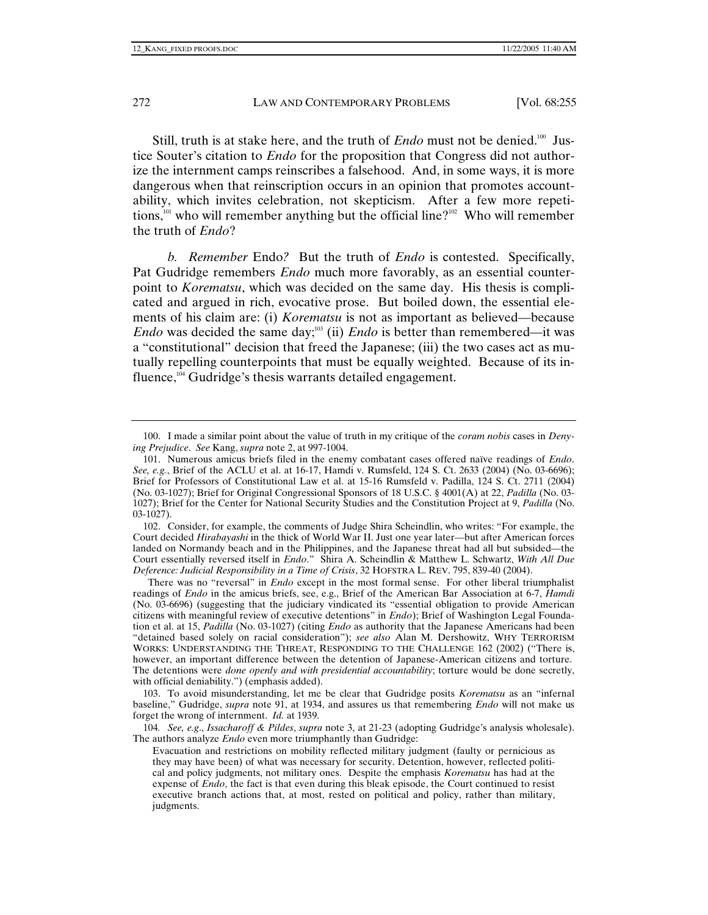Still, truth is at stake here, and the truth of *Endo* must not be denied.[100] Justice Souter's citation to *Endo* for the proposition that Congress did not authorize the internment camps reinscribes a falsehood. And, in some ways, it is more dangerous when that reinscription occurs in an opinion that promotes accountability, which invites celebration, not skepticism. After a few more repetitions,[101] who will remember anything but the official line?[102] Who will remember the truth of *Endo*?

*b. Remember* Endo*?* But the truth of *Endo* is contested. Specifically, Pat Gudridge remembers *Endo* much more favorably, as an essential counterpoint to *Korematsu*, which was decided on the same day. His thesis is complicated and argued in rich, evocative prose. But boiled down, the essential elements of his claim are: (i) *Korematsu* is not as important as believed—because *Endo* was decided the same day;[103] (ii) *Endo* is better than remembered—it was a "constitutional" decision that freed the Japanese; (iii) the two cases act as mutually repelling counterpoints that must be equally weighted. Because of its influence,[104] Gudridge's thesis warrants detailed engagement.

---

100. I made a similar point about the value of truth in my critique of the *coram nobis* cases in *Denying Prejudice*. *See* Kang, *supra* note 2, at 997-1004.

101. Numerous amicus briefs filed in the enemy combatant cases offered naïve readings of *Endo*. *See, e.g.*, Brief of the ACLU et al. at 16-17, Hamdi v. Rumsfeld, 124 S. Ct. 2633 (2004) (No. 03-6696); Brief for Professors of Constitutional Law et al. at 15-16 Rumsfeld v. Padilla, 124 S. Ct. 2711 (2004) (No. 03-1027); Brief for Original Congressional Sponsors of 18 U.S.C. § 4001(A) at 22, *Padilla* (No. 03-1027); Brief for the Center for National Security Studies and the Constitution Project at 9, *Padilla* (No. 03-1027).

102. Consider, for example, the comments of Judge Shira Scheindlin, who writes: "For example, the Court decided *Hirabayashi* in the thick of World War II. Just one year later—but after American forces landed on Normandy beach and in the Philippines, and the Japanese threat had all but subsided—the Court essentially reversed itself in *Endo*." Shira A. Scheindlin & Matthew L. Schwartz, *With All Due Deference: Judicial Responsibility in a Time of Crisis*, 32 HOFSTRA L. REV. 795, 839-40 (2004).

There was no "reversal" in *Endo* except in the most formal sense. For other liberal triumphalist readings of *Endo* in the amicus briefs, see, e.g., Brief of the American Bar Association at 6-7, *Hamdi* (No. 03-6696) (suggesting that the judiciary vindicated its "essential obligation to provide American citizens with meaningful review of executive detentions" in *Endo*); Brief of Washington Legal Foundation et al. at 15, *Padilla* (No. 03-1027) (citing *Endo* as authority that the Japanese Americans had been "detained based solely on racial consideration"); *see also* Alan M. Dershowitz, WHY TERRORISM WORKS: UNDERSTANDING THE THREAT, RESPONDING TO THE CHALLENGE 162 (2002) ("There is, however, an important difference between the detention of Japanese-American citizens and torture. The detentions were *done openly and with presidential accountability*; torture would be done secretly, with official deniability.") (emphasis added).

103. To avoid misunderstanding, let me be clear that Gudridge posits *Korematsu* as an "infernal baseline," Gudridge, *supra* note 91, at 1934, and assures us that remembering *Endo* will not make us forget the wrong of internment. *Id.* at 1939.

104. *See, e.g.*, *Issacharoff & Pildes*, *supra* note 3, at 21-23 (adopting Gudridge's analysis wholesale). The authors analyze *Endo* even more triumphantly than Gudridge:

> Evacuation and restrictions on mobility reflected military judgment (faulty or pernicious as they may have been) of what was necessary for security. Detention, however, reflected political and policy judgments, not military ones. Despite the emphasis *Korematsu* has had at the expense of *Endo*, the fact is that even during this bleak episode, the Court continued to resist executive branch actions that, at most, rested on political and policy, rather than military, judgments.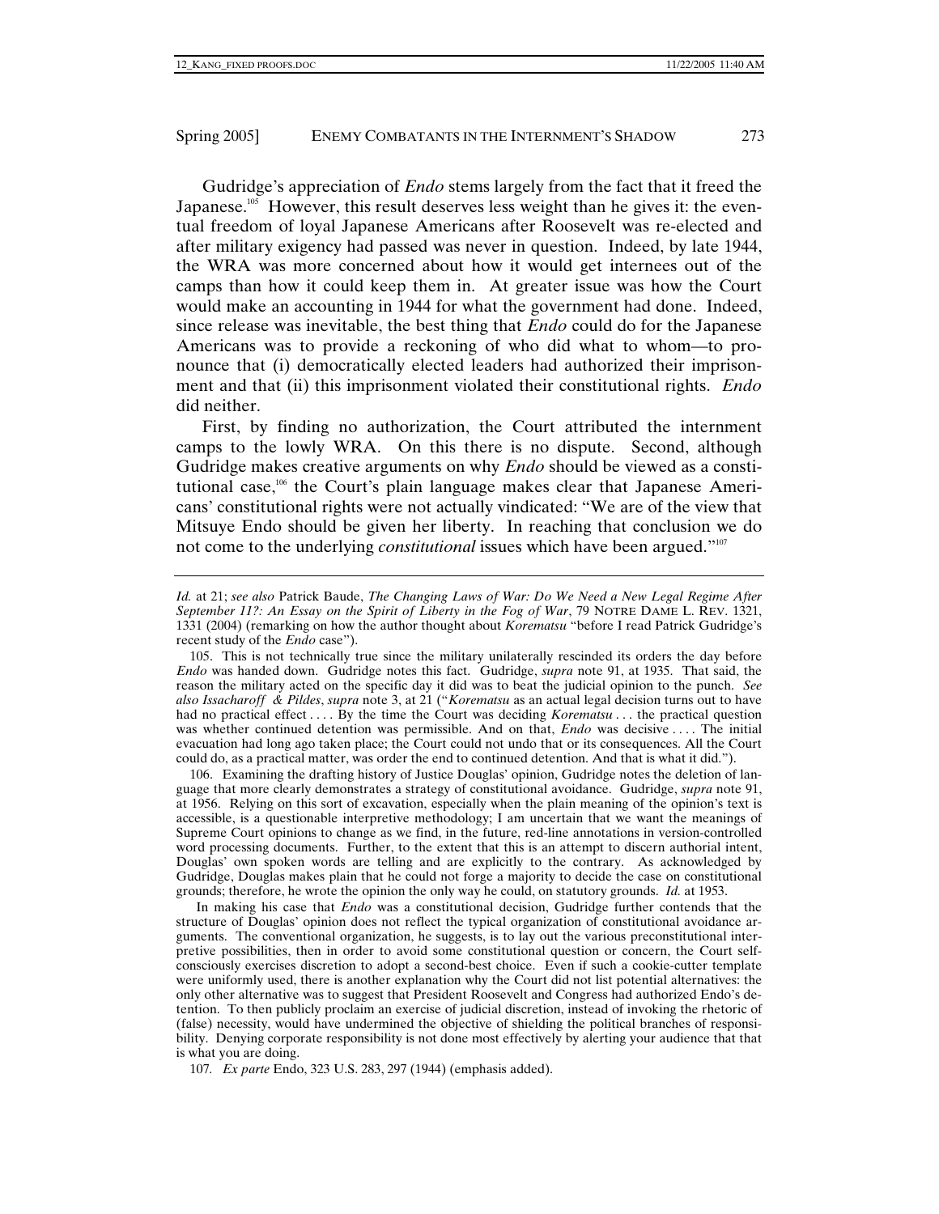Gudridge's appreciation of *Endo* stems largely from the fact that it freed the Japanese.[105] However, this result deserves less weight than he gives it: the eventual freedom of loyal Japanese Americans after Roosevelt was re-elected and after military exigency had passed was never in question. Indeed, by late 1944, the WRA was more concerned about how it would get internees out of the camps than how it could keep them in. At greater issue was how the Court would make an accounting in 1944 for what the government had done. Indeed, since release was inevitable, the best thing that *Endo* could do for the Japanese Americans was to provide a reckoning of who did what to whom—to pronounce that (i) democratically elected leaders had authorized their imprisonment and that (ii) this imprisonment violated their constitutional rights. *Endo* did neither.

First, by finding no authorization, the Court attributed the internment camps to the lowly WRA. On this there is no dispute. Second, although Gudridge makes creative arguments on why *Endo* should be viewed as a constitutional case,[106] the Court's plain language makes clear that Japanese Americans' constitutional rights were not actually vindicated: "We are of the view that Mitsuye Endo should be given her liberty. In reaching that conclusion we do not come to the underlying *constitutional* issues which have been argued."[107]

---

*Id.* at 21; *see also* Patrick Baude, *The Changing Laws of War: Do We Need a New Legal Regime After September 11?: An Essay on the Spirit of Liberty in the Fog of War*, 79 NOTRE DAME L. REV. 1321, 1331 (2004) (remarking on how the author thought about *Korematsu* "before I read Patrick Gudridge's recent study of the *Endo* case").

105. This is not technically true since the military unilaterally rescinded its orders the day before *Endo* was handed down. Gudridge notes this fact. Gudridge, *supra* note 91, at 1935. That said, the reason the military acted on the specific day it did was to beat the judicial opinion to the punch. *See also Issacharoff & Pildes*, *supra* note 3, at 21 ("*Korematsu* as an actual legal decision turns out to have had no practical effect . . . . By the time the Court was deciding *Korematsu* . . . the practical question was whether continued detention was permissible. And on that, *Endo* was decisive . . . . The initial evacuation had long ago taken place; the Court could not undo that or its consequences. All the Court could do, as a practical matter, was order the end to continued detention. And that is what it did.").

106. Examining the drafting history of Justice Douglas' opinion, Gudridge notes the deletion of language that more clearly demonstrates a strategy of constitutional avoidance. Gudridge, *supra* note 91, at 1956. Relying on this sort of excavation, especially when the plain meaning of the opinion's text is accessible, is a questionable interpretive methodology; I am uncertain that we want the meanings of Supreme Court opinions to change as we find, in the future, red-line annotations in version-controlled word processing documents. Further, to the extent that this is an attempt to discern authorial intent, Douglas' own spoken words are telling and are explicitly to the contrary. As acknowledged by Gudridge, Douglas makes plain that he could not forge a majority to decide the case on constitutional grounds; therefore, he wrote the opinion the only way he could, on statutory grounds. *Id.* at 1953.

In making his case that *Endo* was a constitutional decision, Gudridge further contends that the structure of Douglas' opinion does not reflect the typical organization of constitutional avoidance arguments. The conventional organization, he suggests, is to lay out the various preconstitutional interpretive possibilities, then in order to avoid some constitutional question or concern, the Court self-consciously exercises discretion to adopt a second-best choice. Even if such a cookie-cutter template were uniformly used, there is another explanation why the Court did not list potential alternatives: the only other alternative was to suggest that President Roosevelt and Congress had authorized Endo's detention. To then publicly proclaim an exercise of judicial discretion, instead of invoking the rhetoric of (false) necessity, would have undermined the objective of shielding the political branches of responsibility. Denying corporate responsibility is not done most effectively by alerting your audience that that is what you are doing.

107. *Ex parte* Endo, 323 U.S. 283, 297 (1944) (emphasis added).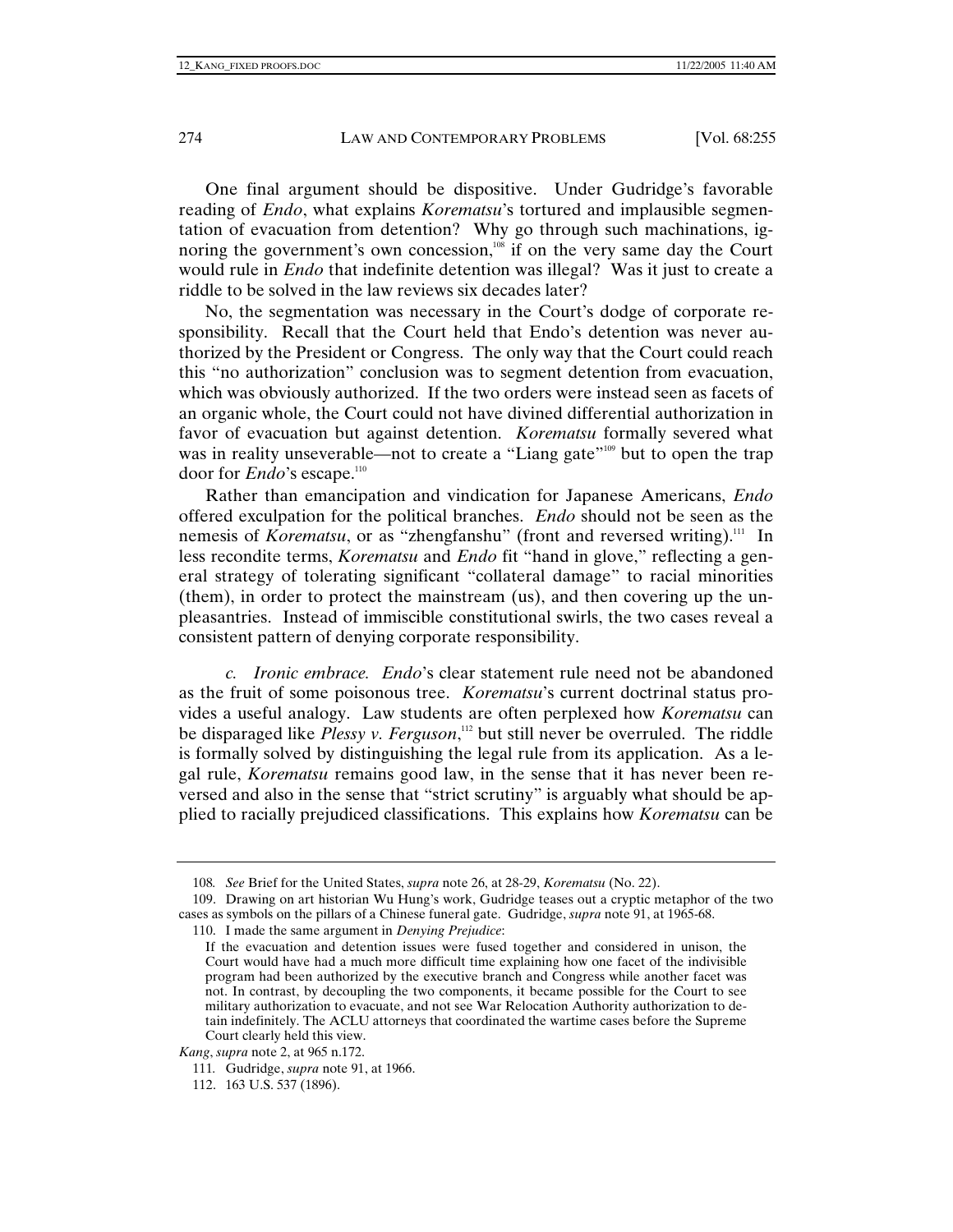One final argument should be dispositive. Under Gudridge's favorable reading of *Endo*, what explains *Korematsu*'s tortured and implausible segmentation of evacuation from detention? Why go through such machinations, ignoring the government's own concession,[108] if on the very same day the Court would rule in *Endo* that indefinite detention was illegal? Was it just to create a riddle to be solved in the law reviews six decades later?

No, the segmentation was necessary in the Court's dodge of corporate responsibility. Recall that the Court held that Endo's detention was never authorized by the President or Congress. The only way that the Court could reach this "no authorization" conclusion was to segment detention from evacuation, which was obviously authorized. If the two orders were instead seen as facets of an organic whole, the Court could not have divined differential authorization in favor of evacuation but against detention. *Korematsu* formally severed what was in reality unseverable—not to create a "Liang gate"[109] but to open the trap door for *Endo*'s escape.[110]

Rather than emancipation and vindication for Japanese Americans, *Endo* offered exculpation for the political branches. *Endo* should not be seen as the nemesis of *Korematsu*, or as "zhengfanshu" (front and reversed writing).[111] In less recondite terms, *Korematsu* and *Endo* fit "hand in glove," reflecting a general strategy of tolerating significant "collateral damage" to racial minorities (them), in order to protect the mainstream (us), and then covering up the unpleasantries. Instead of immiscible constitutional swirls, the two cases reveal a consistent pattern of denying corporate responsibility.

*c. Ironic embrace.* *Endo*'s clear statement rule need not be abandoned as the fruit of some poisonous tree. *Korematsu*'s current doctrinal status provides a useful analogy. Law students are often perplexed how *Korematsu* can be disparaged like *Plessy v. Ferguson*,[112] but still never be overruled. The riddle is formally solved by distinguishing the legal rule from its application. As a legal rule, *Korematsu* remains good law, in the sense that it has never been reversed and also in the sense that "strict scrutiny" is arguably what should be applied to racially prejudiced classifications. This explains how *Korematsu* can be

---

108. *See* Brief for the United States, *supra* note 26, at 28-29, *Korematsu* (No. 22).

109. Drawing on art historian Wu Hung's work, Gudridge teases out a cryptic metaphor of the two cases as symbols on the pillars of a Chinese funeral gate. Gudridge, *supra* note 91, at 1965-68.

110. I made the same argument in *Denying Prejudice*:

> If the evacuation and detention issues were fused together and considered in unison, the Court would have had a much more difficult time explaining how one facet of the indivisible program had been authorized by the executive branch and Congress while another facet was not. In contrast, by decoupling the two components, it became possible for the Court to see military authorization to evacuate, and not see War Relocation Authority authorization to detain indefinitely. The ACLU attorneys that coordinated the wartime cases before the Supreme Court clearly held this view.

*Kang*, *supra* note 2, at 965 n.172.

111. Gudridge, *supra* note 91, at 1966.

112. 163 U.S. 537 (1896).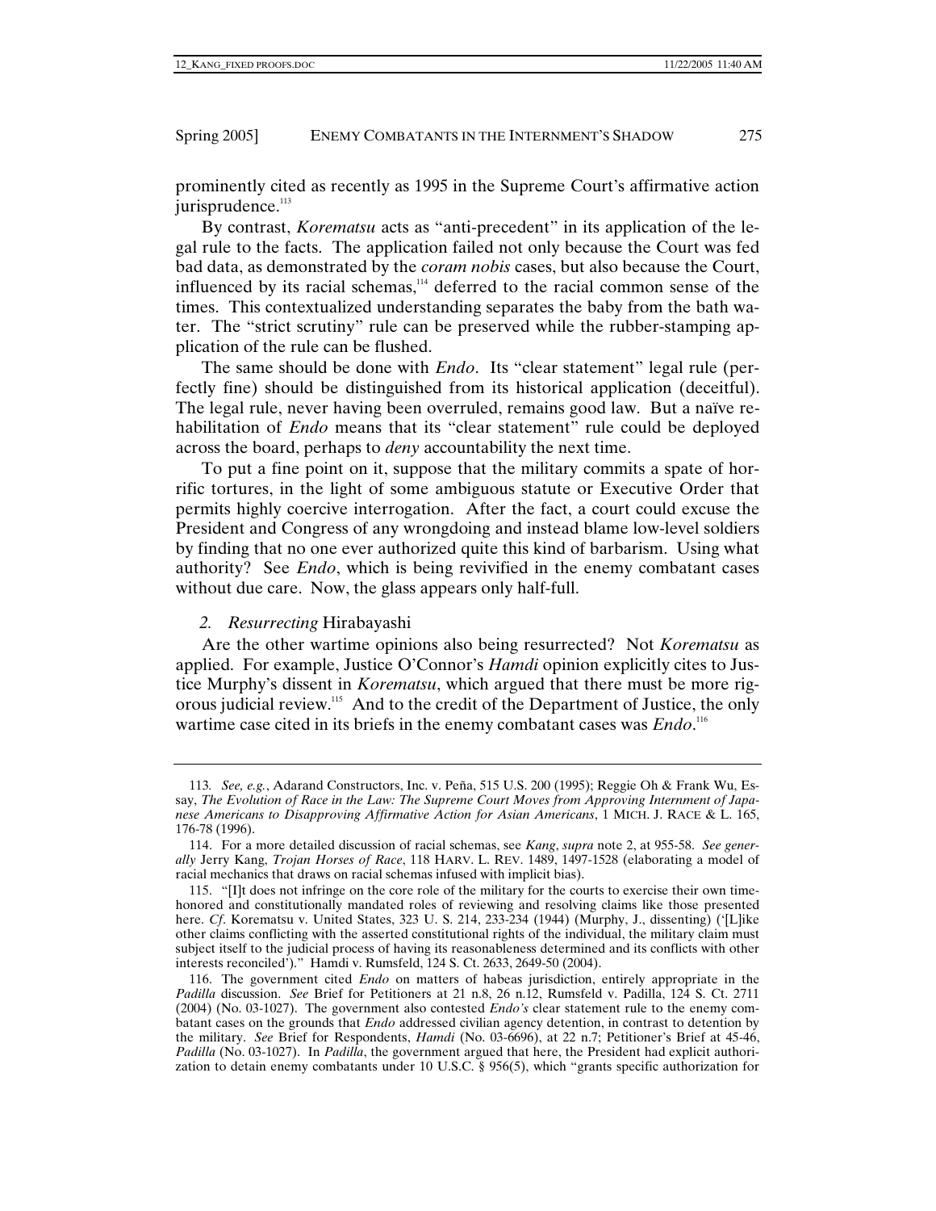prominently cited as recently as 1995 in the Supreme Court's affirmative action jurisprudence.[113]

By contrast, *Korematsu* acts as "anti-precedent" in its application of the legal rule to the facts. The application failed not only because the Court was fed bad data, as demonstrated by the *coram nobis* cases, but also because the Court, influenced by its racial schemas,[114] deferred to the racial common sense of the times. This contextualized understanding separates the baby from the bath water. The "strict scrutiny" rule can be preserved while the rubber-stamping application of the rule can be flushed.

The same should be done with *Endo*. Its "clear statement" legal rule (perfectly fine) should be distinguished from its historical application (deceitful). The legal rule, never having been overruled, remains good law. But a naïve rehabilitation of *Endo* means that its "clear statement" rule could be deployed across the board, perhaps to *deny* accountability the next time.

To put a fine point on it, suppose that the military commits a spate of horrific tortures, in the light of some ambiguous statute or Executive Order that permits highly coercive interrogation. After the fact, a court could excuse the President and Congress of any wrongdoing and instead blame low-level soldiers by finding that no one ever authorized quite this kind of barbarism. Using what authority? See *Endo*, which is being revivified in the enemy combatant cases without due care. Now, the glass appears only half-full.

### *2. Resurrecting* Hirabayashi

Are the other wartime opinions also being resurrected? Not *Korematsu* as applied. For example, Justice O'Connor's *Hamdi* opinion explicitly cites to Justice Murphy's dissent in *Korematsu*, which argued that there must be more rigorous judicial review.[115] And to the credit of the Department of Justice, the only wartime case cited in its briefs in the enemy combatant cases was *Endo*.[116]

---

113. *See, e.g.*, Adarand Constructors, Inc. v. Peña, 515 U.S. 200 (1995); Reggie Oh & Frank Wu, Essay, *The Evolution of Race in the Law: The Supreme Court Moves from Approving Internment of Japanese Americans to Disapproving Affirmative Action for Asian Americans*, 1 MICH. J. RACE & L. 165, 176-78 (1996).

114. For a more detailed discussion of racial schemas, see *Kang*, *supra* note 2, at 955-58. *See generally* Jerry Kang, *Trojan Horses of Race*, 118 HARV. L. REV. 1489, 1497-1528 (elaborating a model of racial mechanics that draws on racial schemas infused with implicit bias).

115. "[I]t does not infringe on the core role of the military for the courts to exercise their own time-honored and constitutionally mandated roles of reviewing and resolving claims like those presented here. *Cf*. Korematsu v. United States, 323 U. S. 214, 233-234 (1944) (Murphy, J., dissenting) ('[L]ike other claims conflicting with the asserted constitutional rights of the individual, the military claim must subject itself to the judicial process of having its reasonableness determined and its conflicts with other interests reconciled')." Hamdi v. Rumsfeld, 124 S. Ct. 2633, 2649-50 (2004).

116. The government cited *Endo* on matters of habeas jurisdiction, entirely appropriate in the *Padilla* discussion. *See* Brief for Petitioners at 21 n.8, 26 n.12, Rumsfeld v. Padilla, 124 S. Ct. 2711 (2004) (No. 03-1027). The government also contested *Endo's* clear statement rule to the enemy combatant cases on the grounds that *Endo* addressed civilian agency detention, in contrast to detention by the military. *See* Brief for Respondents, *Hamdi* (No. 03-6696), at 22 n.7; Petitioner's Brief at 45-46, *Padilla* (No. 03-1027). In *Padilla*, the government argued that here, the President had explicit authorization to detain enemy combatants under 10 U.S.C. § 956(5), which "grants specific authorization for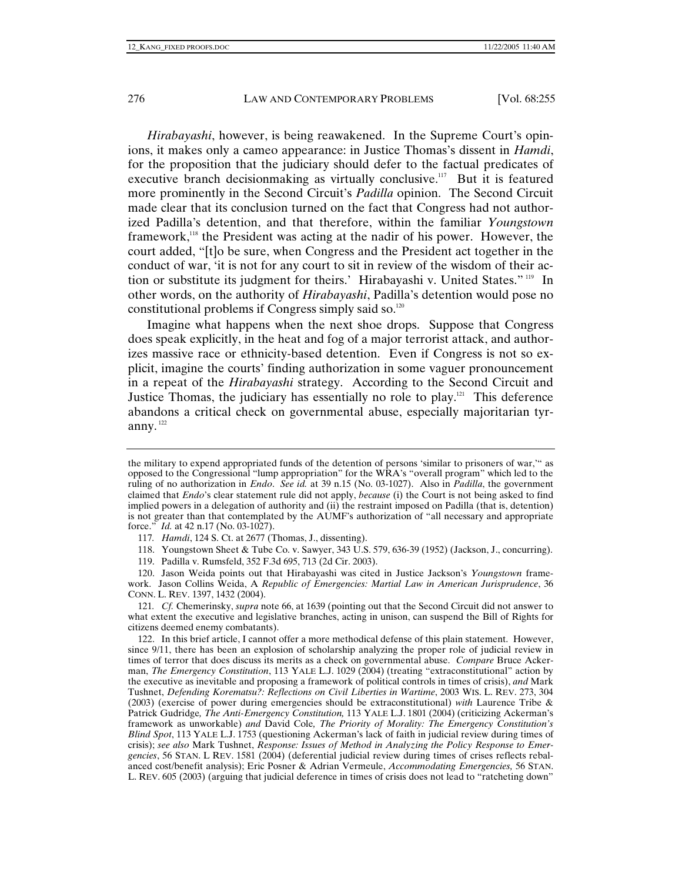*Hirabayashi*, however, is being reawakened. In the Supreme Court's opinions, it makes only a cameo appearance: in Justice Thomas's dissent in *Hamdi*, for the proposition that the judiciary should defer to the factual predicates of executive branch decisionmaking as virtually conclusive.[117] But it is featured more prominently in the Second Circuit's *Padilla* opinion. The Second Circuit made clear that its conclusion turned on the fact that Congress had not authorized Padilla's detention, and that therefore, within the familiar *Youngstown* framework,[118] the President was acting at the nadir of his power. However, the court added, "[t]o be sure, when Congress and the President act together in the conduct of war, 'it is not for any court to sit in review of the wisdom of their action or substitute its judgment for theirs.' Hirabayashi v. United States."[119] In other words, on the authority of *Hirabayashi*, Padilla's detention would pose no constitutional problems if Congress simply said so.[120]

Imagine what happens when the next shoe drops. Suppose that Congress does speak explicitly, in the heat and fog of a major terrorist attack, and authorizes massive race or ethnicity-based detention. Even if Congress is not so explicit, imagine the courts' finding authorization in some vaguer pronouncement in a repeat of the *Hirabayashi* strategy. According to the Second Circuit and Justice Thomas, the judiciary has essentially no role to play.[121] This deference abandons a critical check on governmental abuse, especially majoritarian tyranny.[122]

---

the military to expend appropriated funds of the detention of persons 'similar to prisoners of war,'" as opposed to the Congressional "lump appropriation" for the WRA's "overall program" which led to the ruling of no authorization in *Endo*. *See id.* at 39 n.15 (No. 03-1027). Also in *Padilla*, the government claimed that *Endo*'s clear statement rule did not apply, *because* (i) the Court is not being asked to find implied powers in a delegation of authority and (ii) the restraint imposed on Padilla (that is, detention) is not greater than that contemplated by the AUMF's authorization of "all necessary and appropriate force." *Id.* at 42 n.17 (No. 03-1027).

117. *Hamdi*, 124 S. Ct. at 2677 (Thomas, J., dissenting).

118. Youngstown Sheet & Tube Co. v. Sawyer, 343 U.S. 579, 636-39 (1952) (Jackson, J., concurring).

119. Padilla v. Rumsfeld, 352 F.3d 695, 713 (2d Cir. 2003).

120. Jason Weida points out that Hirabayashi was cited in Justice Jackson's *Youngstown* framework. Jason Collins Weida, A *Republic of Emergencies: Martial Law in American Jurisprudence*, 36 CONN. L. REV. 1397, 1432 (2004).

121. *Cf.* Chemerinsky, *supra* note 66, at 1639 (pointing out that the Second Circuit did not answer to what extent the executive and legislative branches, acting in unison, can suspend the Bill of Rights for citizens deemed enemy combatants).

122. In this brief article, I cannot offer a more methodical defense of this plain statement. However, since 9/11, there has been an explosion of scholarship analyzing the proper role of judicial review in times of terror that does discuss its merits as a check on governmental abuse. *Compare* Bruce Ackerman, *The Emergency Constitution*, 113 YALE L.J. 1029 (2004) (treating "extraconstitutional" action by the executive as inevitable and proposing a framework of political controls in times of crisis), *and* Mark Tushnet, *Defending Korematsu?: Reflections on Civil Liberties in Wartime*, 2003 WIS. L. REV. 273, 304 (2003) (exercise of power during emergencies should be extraconstitutional) *with* Laurence Tribe & Patrick Gudridge*, The Anti-Emergency Constitution,* 113 YALE L.J. 1801 (2004) (criticizing Ackerman's framework as unworkable) *and* David Cole*, The Priority of Morality: The Emergency Constitution's Blind Spot*, 113 YALE L.J. 1753 (questioning Ackerman's lack of faith in judicial review during times of crisis); *see also* Mark Tushnet, *Response: Issues of Method in Analyzing the Policy Response to Emergencies*, 56 STAN. L REV. 1581 (2004) (deferential judicial review during times of crises reflects rebalanced cost/benefit analysis); Eric Posner & Adrian Vermeule, *Accommodating Emergencies,* 56 STAN. L. REV. 605 (2003) (arguing that judicial deference in times of crisis does not lead to "ratcheting down"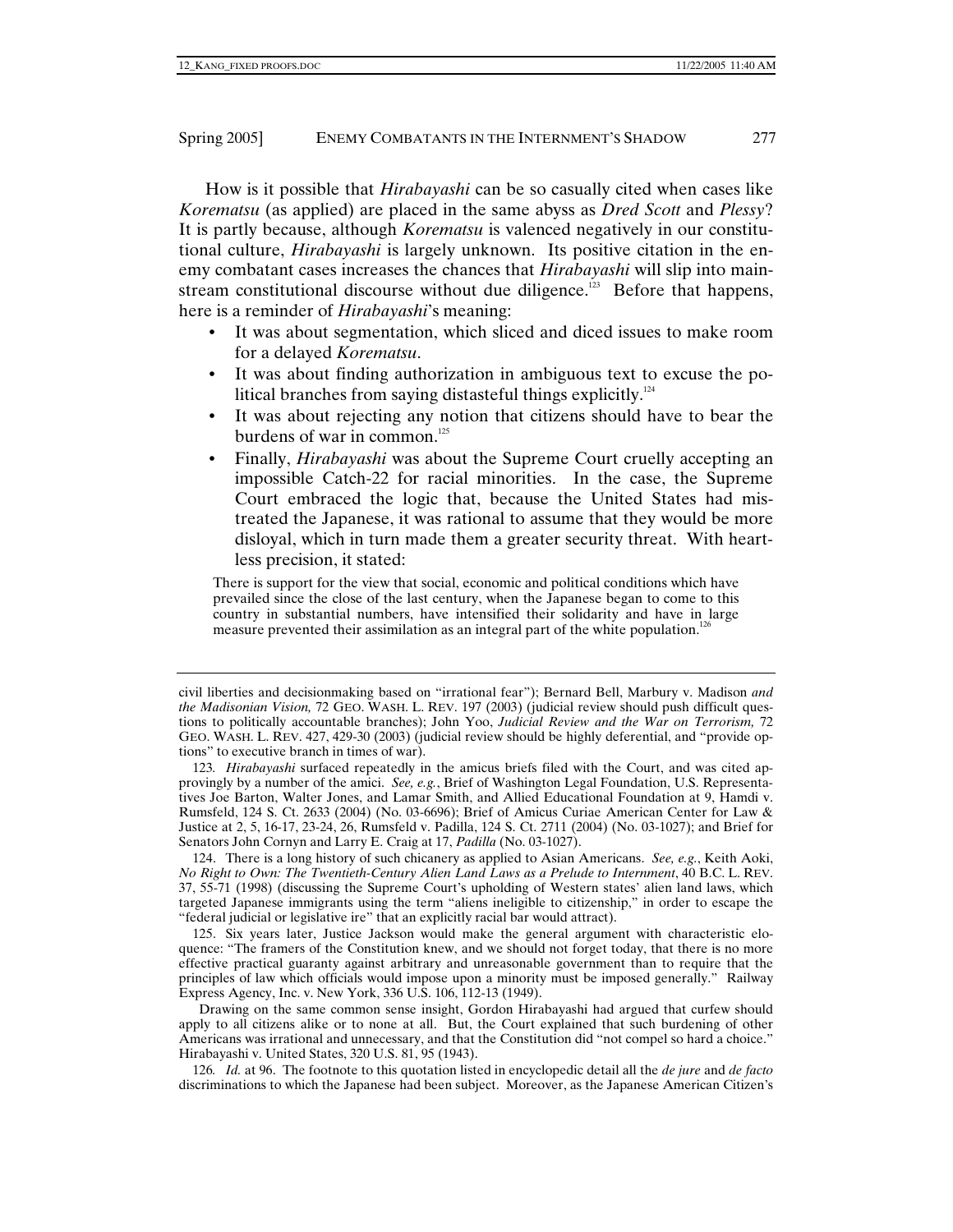How is it possible that *Hirabayashi* can be so casually cited when cases like *Korematsu* (as applied) are placed in the same abyss as *Dred Scott* and *Plessy*? It is partly because, although *Korematsu* is valenced negatively in our constitutional culture, *Hirabayashi* is largely unknown. Its positive citation in the enemy combatant cases increases the chances that *Hirabayashi* will slip into mainstream constitutional discourse without due diligence.[123] Before that happens, here is a reminder of *Hirabayashi*'s meaning:

- It was about segmentation, which sliced and diced issues to make room for a delayed *Korematsu*.
- It was about finding authorization in ambiguous text to excuse the political branches from saying distasteful things explicitly.[124]
- It was about rejecting any notion that citizens should have to bear the burdens of war in common.[125]
- Finally, *Hirabayashi* was about the Supreme Court cruelly accepting an impossible Catch-22 for racial minorities. In the case, the Supreme Court embraced the logic that, because the United States had mistreated the Japanese, it was rational to assume that they would be more disloyal, which in turn made them a greater security threat. With heartless precision, it stated:

> There is support for the view that social, economic and political conditions which have prevailed since the close of the last century, when the Japanese began to come to this country in substantial numbers, have intensified their solidarity and have in large measure prevented their assimilation as an integral part of the white population.[126]

---

civil liberties and decisionmaking based on "irrational fear"); Bernard Bell, Marbury v. Madison *and the Madisonian Vision,* 72 GEO. WASH. L. REV. 197 (2003) (judicial review should push difficult questions to politically accountable branches); John Yoo, *Judicial Review and the War on Terrorism,* 72 GEO. WASH. L. REV. 427, 429-30 (2003) (judicial review should be highly deferential, and "provide options" to executive branch in times of war).

123. *Hirabayashi* surfaced repeatedly in the amicus briefs filed with the Court, and was cited approvingly by a number of the amici. *See, e.g.*, Brief of Washington Legal Foundation, U.S. Representatives Joe Barton, Walter Jones, and Lamar Smith, and Allied Educational Foundation at 9, Hamdi v. Rumsfeld, 124 S. Ct. 2633 (2004) (No. 03-6696); Brief of Amicus Curiae American Center for Law & Justice at 2, 5, 16-17, 23-24, 26, Rumsfeld v. Padilla, 124 S. Ct. 2711 (2004) (No. 03-1027); and Brief for Senators John Cornyn and Larry E. Craig at 17, *Padilla* (No. 03-1027).

124. There is a long history of such chicanery as applied to Asian Americans. *See, e.g.*, Keith Aoki, *No Right to Own: The Twentieth-Century Alien Land Laws as a Prelude to Internment*, 40 B.C. L. REV. 37, 55-71 (1998) (discussing the Supreme Court's upholding of Western states' alien land laws, which targeted Japanese immigrants using the term "aliens ineligible to citizenship," in order to escape the "federal judicial or legislative ire" that an explicitly racial bar would attract).

125. Six years later, Justice Jackson would make the general argument with characteristic eloquence: "The framers of the Constitution knew, and we should not forget today, that there is no more effective practical guaranty against arbitrary and unreasonable government than to require that the principles of law which officials would impose upon a minority must be imposed generally." Railway Express Agency, Inc. v. New York, 336 U.S. 106, 112-13 (1949).

Drawing on the same common sense insight, Gordon Hirabayashi had argued that curfew should apply to all citizens alike or to none at all. But, the Court explained that such burdening of other Americans was irrational and unnecessary, and that the Constitution did "not compel so hard a choice." Hirabayashi v. United States, 320 U.S. 81, 95 (1943).

126. *Id.* at 96. The footnote to this quotation listed in encyclopedic detail all the *de jure* and *de facto* discriminations to which the Japanese had been subject. Moreover, as the Japanese American Citizen's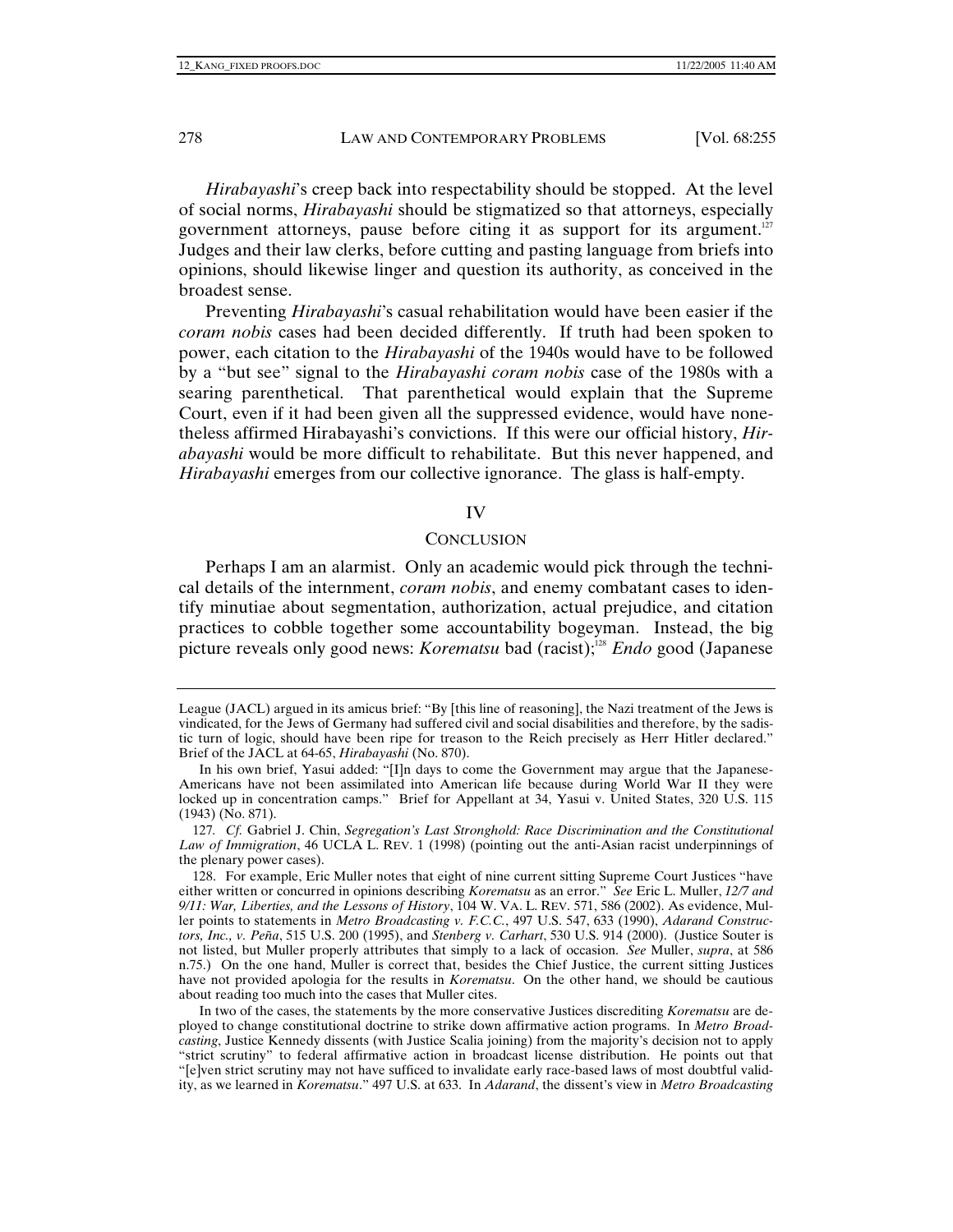*Hirabayashi*'s creep back into respectability should be stopped. At the level of social norms, *Hirabayashi* should be stigmatized so that attorneys, especially government attorneys, pause before citing it as support for its argument.[127] Judges and their law clerks, before cutting and pasting language from briefs into opinions, should likewise linger and question its authority, as conceived in the broadest sense.

Preventing *Hirabayashi*'s casual rehabilitation would have been easier if the *coram nobis* cases had been decided differently. If truth had been spoken to power, each citation to the *Hirabayashi* of the 1940s would have to be followed by a "but see" signal to the *Hirabayashi coram nobis* case of the 1980s with a searing parenthetical. That parenthetical would explain that the Supreme Court, even if it had been given all the suppressed evidence, would have nonetheless affirmed Hirabayashi's convictions. If this were our official history, *Hirabayashi* would be more difficult to rehabilitate. But this never happened, and *Hirabayashi* emerges from our collective ignorance. The glass is half-empty.

## IV

## CONCLUSION

Perhaps I am an alarmist. Only an academic would pick through the technical details of the internment, *coram nobis*, and enemy combatant cases to identify minutiae about segmentation, authorization, actual prejudice, and citation practices to cobble together some accountability bogeyman. Instead, the big picture reveals only good news: *Korematsu* bad (racist);[128] *Endo* good (Japanese

---

League (JACL) argued in its amicus brief: "By [this line of reasoning], the Nazi treatment of the Jews is vindicated, for the Jews of Germany had suffered civil and social disabilities and therefore, by the sadistic turn of logic, should have been ripe for treason to the Reich precisely as Herr Hitler declared." Brief of the JACL at 64-65, *Hirabayashi* (No. 870).

In his own brief, Yasui added: "[I]n days to come the Government may argue that the Japanese-Americans have not been assimilated into American life because during World War II they were locked up in concentration camps." Brief for Appellant at 34, Yasui v. United States, 320 U.S. 115 (1943) (No. 871).

127. *Cf.* Gabriel J. Chin, *Segregation's Last Stronghold: Race Discrimination and the Constitutional Law of Immigration*, 46 UCLA L. REV. 1 (1998) (pointing out the anti-Asian racist underpinnings of the plenary power cases).

128. For example, Eric Muller notes that eight of nine current sitting Supreme Court Justices "have either written or concurred in opinions describing *Korematsu* as an error." *See* Eric L. Muller, *12/7 and 9/11: War, Liberties, and the Lessons of History*, 104 W. VA. L. REV. 571, 586 (2002). As evidence, Muller points to statements in *Metro Broadcasting v. F.C.C.*, 497 U.S. 547, 633 (1990), *Adarand Constructors, Inc., v. Peña*, 515 U.S. 200 (1995), and *Stenberg v. Carhart*, 530 U.S. 914 (2000). (Justice Souter is not listed, but Muller properly attributes that simply to a lack of occasion. *See* Muller, *supra*, at 586 n.75.) On the one hand, Muller is correct that, besides the Chief Justice, the current sitting Justices have not provided apologia for the results in *Korematsu*. On the other hand, we should be cautious about reading too much into the cases that Muller cites.

In two of the cases, the statements by the more conservative Justices discrediting *Korematsu* are deployed to change constitutional doctrine to strike down affirmative action programs. In *Metro Broadcasting*, Justice Kennedy dissents (with Justice Scalia joining) from the majority's decision not to apply "strict scrutiny" to federal affirmative action in broadcast license distribution. He points out that "[e]ven strict scrutiny may not have sufficed to invalidate early race-based laws of most doubtful validity, as we learned in *Korematsu*." 497 U.S. at 633. In *Adarand*, the dissent's view in *Metro Broadcasting*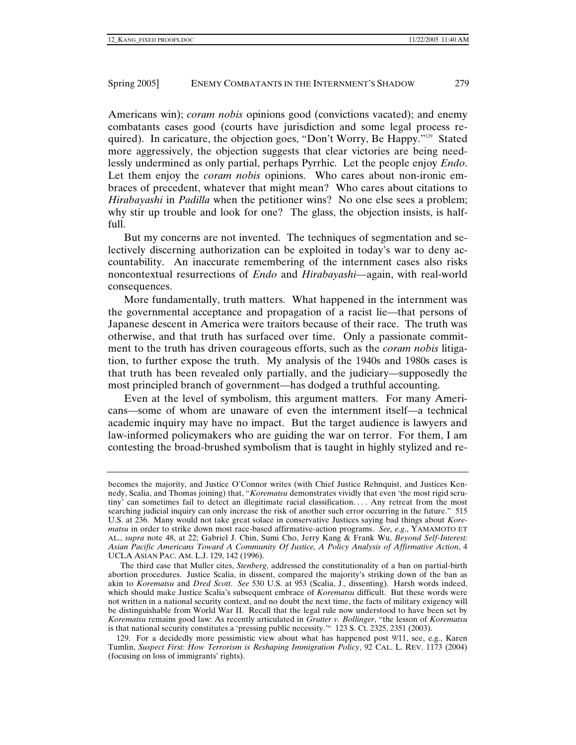Americans win); *coram nobis* opinions good (convictions vacated); and enemy combatants cases good (courts have jurisdiction and some legal process required). In caricature, the objection goes, "Don't Worry, Be Happy."[129] Stated more aggressively, the objection suggests that clear victories are being needlessly undermined as only partial, perhaps Pyrrhic. Let the people enjoy *Endo*. Let them enjoy the *coram nobis* opinions. Who cares about non-ironic embraces of precedent, whatever that might mean? Who cares about citations to *Hirabayashi* in *Padilla* when the petitioner wins? No one else sees a problem; why stir up trouble and look for one? The glass, the objection insists, is half-full.

But my concerns are not invented. The techniques of segmentation and selectively discerning authorization can be exploited in today's war to deny accountability. An inaccurate remembering of the internment cases also risks noncontextual resurrections of *Endo* and *Hirabayashi*—again, with real-world consequences.

More fundamentally, truth matters. What happened in the internment was the governmental acceptance and propagation of a racist lie—that persons of Japanese descent in America were traitors because of their race. The truth was otherwise, and that truth has surfaced over time. Only a passionate commitment to the truth has driven courageous efforts, such as the *coram nobis* litigation, to further expose the truth. My analysis of the 1940s and 1980s cases is that truth has been revealed only partially, and the judiciary—supposedly the most principled branch of government—has dodged a truthful accounting.

Even at the level of symbolism, this argument matters. For many Americans—some of whom are unaware of even the internment itself—a technical academic inquiry may have no impact. But the target audience is lawyers and law-informed policymakers who are guiding the war on terror. For them, I am contesting the broad-brushed symbolism that is taught in highly stylized and re-

---

becomes the majority, and Justice O'Connor writes (with Chief Justice Rehnquist, and Justices Kennedy, Scalia, and Thomas joining) that, "*Korematsu* demonstrates vividly that even 'the most rigid scrutiny' can sometimes fail to detect an illegitimate racial classification. . . . Any retreat from the most searching judicial inquiry can only increase the risk of another such error occurring in the future." 515 U.S. at 236. Many would not take great solace in conservative Justices saying bad things about *Korematsu* in order to strike down most race-based affirmative-action programs. *See, e.g.*, YAMAMOTO ET AL., *supra* note 48, at 22; Gabriel J. Chin, Sumi Cho, Jerry Kang & Frank Wu, *Beyond Self-Interest: Asian Pacific Americans Toward A Community Of Justice, A Policy Analysis of Affirmative Action*, 4 UCLA ASIAN PAC. AM. L.J. 129, 142 (1996).

The third case that Muller cites, *Stenberg*, addressed the constitutionality of a ban on partial-birth abortion procedures. Justice Scalia, in dissent, compared the majority's striking down of the ban as akin to *Korematsu* and *Dred Scott*. *See* 530 U.S. at 953 (Scalia, J., dissenting). Harsh words indeed, which should make Justice Scalia's subsequent embrace of *Korematsu* difficult. But these words were not written in a national security context, and no doubt the next time, the facts of military exigency will be distinguishable from World War II. Recall that the legal rule now understood to have been set by *Korematsu* remains good law: As recently articulated in *Grutter v. Bollinger*, "the lesson of *Korematsu* is that national security constitutes a 'pressing public necessity.'" 123 S. Ct. 2325, 2351 (2003).

129. For a decidedly more pessimistic view about what has happened post 9/11, see, e.g., Karen Tumlin, *Suspect First: How Terrorism is Reshaping Immigration Policy*, 92 CAL. L. REV. 1173 (2004) (focusing on loss of immigrants' rights).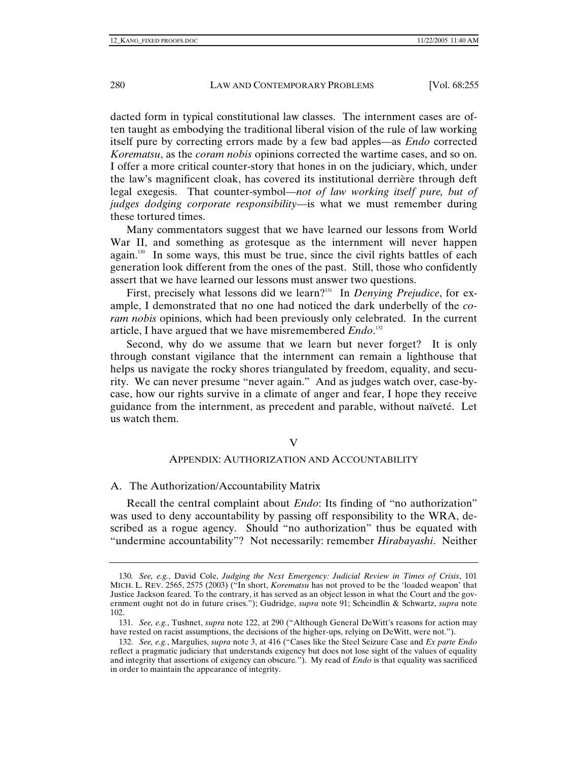dacted form in typical constitutional law classes. The internment cases are often taught as embodying the traditional liberal vision of the rule of law working itself pure by correcting errors made by a few bad apples—as *Endo* corrected *Korematsu*, as the *coram nobis* opinions corrected the wartime cases, and so on. I offer a more critical counter-story that hones in on the judiciary, which, under the law's magnificent cloak, has covered its institutional derrière through deft legal exegesis. That counter-symbol—*not of law working itself pure, but of judges dodging corporate responsibility*—is what we must remember during these tortured times.

Many commentators suggest that we have learned our lessons from World War II, and something as grotesque as the internment will never happen again.[130] In some ways, this must be true, since the civil rights battles of each generation look different from the ones of the past. Still, those who confidently assert that we have learned our lessons must answer two questions.

First, precisely what lessons did we learn?[131] In *Denying Prejudice*, for example, I demonstrated that no one had noticed the dark underbelly of the *coram nobis* opinions, which had been previously only celebrated. In the current article, I have argued that we have misremembered *Endo*.[132]

Second, why do we assume that we learn but never forget? It is only through constant vigilance that the internment can remain a lighthouse that helps us navigate the rocky shores triangulated by freedom, equality, and security. We can never presume "never again." And as judges watch over, case-by-case, how our rights survive in a climate of anger and fear, I hope they receive guidance from the internment, as precedent and parable, without naïveté. Let us watch them.

## V

## APPENDIX: AUTHORIZATION AND ACCOUNTABILITY

### A. The Authorization/Accountability Matrix

Recall the central complaint about *Endo*: Its finding of "no authorization" was used to deny accountability by passing off responsibility to the WRA, described as a rogue agency. Should "no authorization" thus be equated with "undermine accountability"? Not necessarily: remember *Hirabayashi*. Neither

---

130. *See, e.g.*, David Cole, *Judging the Next Emergency: Judicial Review in Times of Crisis*, 101 MICH. L. REV. 2565, 2575 (2003) ("In short, *Korematsu* has not proved to be the 'loaded weapon' that Justice Jackson feared. To the contrary, it has served as an object lesson in what the Court and the government ought not do in future crises."); Gudridge, *supra* note 91; Scheindlin & Schwartz, *supra* note 102.

131. *See, e.g.*, Tushnet, *supra* note 122, at 290 ("Although General DeWitt's reasons for action may have rested on racist assumptions, the decisions of the higher-ups, relying on DeWitt, were not.").

132. *See, e.g.*, Margulies, *supra* note 3, at 416 ("Cases like the Steel Seizure Case and *Ex parte Endo* reflect a pragmatic judiciary that understands exigency but does not lose sight of the values of equality and integrity that assertions of exigency can obscure."). My read of *Endo* is that equality was sacrificed in order to maintain the appearance of integrity.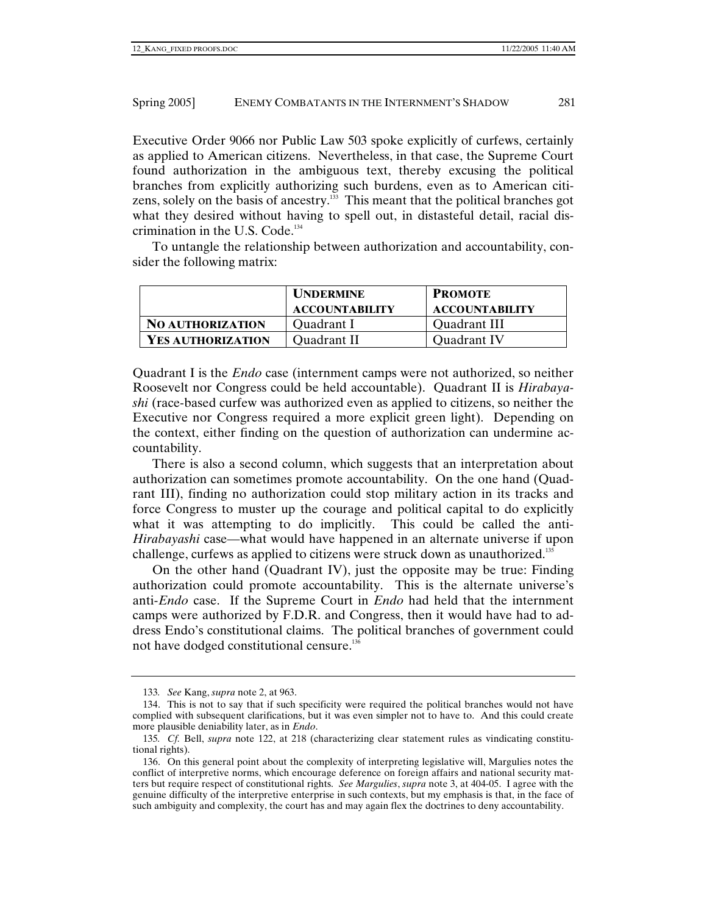Executive Order 9066 nor Public Law 503 spoke explicitly of curfews, certainly as applied to American citizens. Nevertheless, in that case, the Supreme Court found authorization in the ambiguous text, thereby excusing the political branches from explicitly authorizing such burdens, even as to American citizens, solely on the basis of ancestry.[133] This meant that the political branches got what they desired without having to spell out, in distasteful detail, racial discrimination in the U.S. Code.[134]

To untangle the relationship between authorization and accountability, consider the following matrix:

| | **UNDERMINE ACCOUNTABILITY** | **PROMOTE ACCOUNTABILITY** |
|---|---|---|
| **NO AUTHORIZATION** | Quadrant I | Quadrant III |
| **YES AUTHORIZATION** | Quadrant II | Quadrant IV |

Quadrant I is the *Endo* case (internment camps were not authorized, so neither Roosevelt nor Congress could be held accountable). Quadrant II is *Hirabayashi* (race-based curfew was authorized even as applied to citizens, so neither the Executive nor Congress required a more explicit green light). Depending on the context, either finding on the question of authorization can undermine accountability.

There is also a second column, which suggests that an interpretation about authorization can sometimes promote accountability. On the one hand (Quadrant III), finding no authorization could stop military action in its tracks and force Congress to muster up the courage and political capital to do explicitly what it was attempting to do implicitly. This could be called the anti-*Hirabayashi* case—what would have happened in an alternate universe if upon challenge, curfews as applied to citizens were struck down as unauthorized.[135]

On the other hand (Quadrant IV), just the opposite may be true: Finding authorization could promote accountability. This is the alternate universe's anti-*Endo* case. If the Supreme Court in *Endo* had held that the internment camps were authorized by F.D.R. and Congress, then it would have had to address Endo's constitutional claims. The political branches of government could not have dodged constitutional censure.[136]

---

133. *See* Kang, *supra* note 2, at 963.

134. This is not to say that if such specificity were required the political branches would not have complied with subsequent clarifications, but it was even simpler not to have to. And this could create more plausible deniability later, as in *Endo*.

135. *Cf.* Bell, *supra* note 122, at 218 (characterizing clear statement rules as vindicating constitutional rights).

136. On this general point about the complexity of interpreting legislative will, Margulies notes the conflict of interpretive norms, which encourage deference on foreign affairs and national security matters but require respect of constitutional rights. *See Margulies*, *supra* note 3, at 404-05. I agree with the genuine difficulty of the interpretive enterprise in such contexts, but my emphasis is that, in the face of such ambiguity and complexity, the court has and may again flex the doctrines to deny accountability.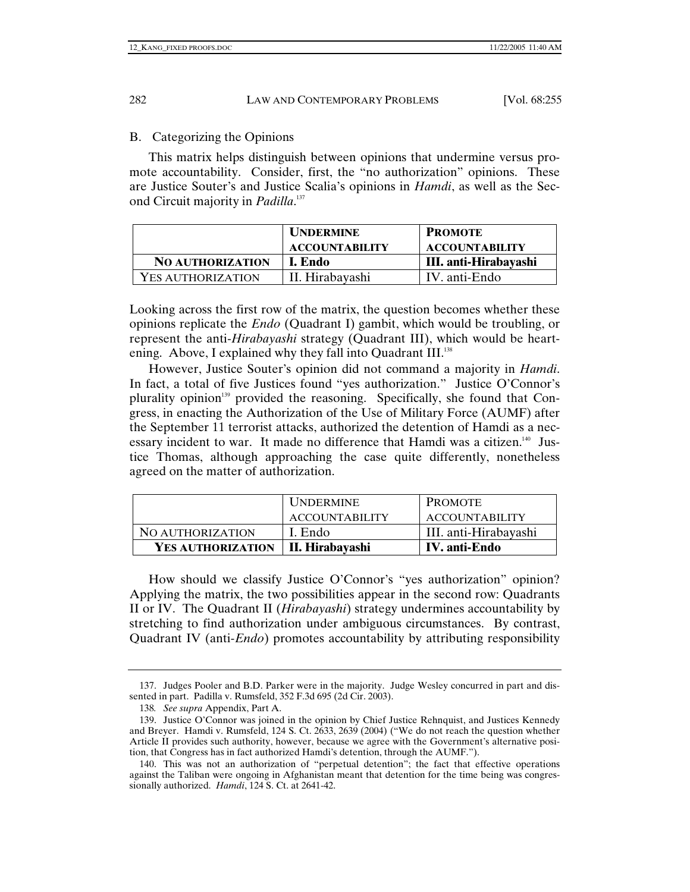## B. Categorizing the Opinions

This matrix helps distinguish between opinions that undermine versus promote accountability. Consider, first, the "no authorization" opinions. These are Justice Souter's and Justice Scalia's opinions in *Hamdi*, as well as the Second Circuit majority in *Padilla*.[137]

| | **UNDERMINE ACCOUNTABILITY** | **PROMOTE ACCOUNTABILITY** |
|---|---|---|
| **NO AUTHORIZATION** | **I. Endo** | **III. anti-Hirabayashi** |
| YES AUTHORIZATION | II. Hirabayashi | IV. anti-Endo |

Looking across the first row of the matrix, the question becomes whether these opinions replicate the *Endo* (Quadrant I) gambit, which would be troubling, or represent the anti-*Hirabayashi* strategy (Quadrant III), which would be heartening. Above, I explained why they fall into Quadrant III.[138]

However, Justice Souter's opinion did not command a majority in *Hamdi*. In fact, a total of five Justices found "yes authorization." Justice O'Connor's plurality opinion[139] provided the reasoning. Specifically, she found that Congress, in enacting the Authorization of the Use of Military Force (AUMF) after the September 11 terrorist attacks, authorized the detention of Hamdi as a necessary incident to war. It made no difference that Hamdi was a citizen.[140] Justice Thomas, although approaching the case quite differently, nonetheless agreed on the matter of authorization.

| | UNDERMINE ACCOUNTABILITY | PROMOTE ACCOUNTABILITY |
|---|---|---|
| NO AUTHORIZATION | I. Endo | III. anti-Hirabayashi |
| **YES AUTHORIZATION** | **II. Hirabayashi** | **IV. anti-Endo** |

How should we classify Justice O'Connor's "yes authorization" opinion? Applying the matrix, the two possibilities appear in the second row: Quadrants II or IV. The Quadrant II (*Hirabayashi*) strategy undermines accountability by stretching to find authorization under ambiguous circumstances. By contrast, Quadrant IV (anti-*Endo*) promotes accountability by attributing responsibility

---

137. Judges Pooler and B.D. Parker were in the majority. Judge Wesley concurred in part and dissented in part. Padilla v. Rumsfeld, 352 F.3d 695 (2d Cir. 2003).

138. *See supra* Appendix, Part A.

139. Justice O'Connor was joined in the opinion by Chief Justice Rehnquist, and Justices Kennedy and Breyer. Hamdi v. Rumsfeld, 124 S. Ct. 2633, 2639 (2004) ("We do not reach the question whether Article II provides such authority, however, because we agree with the Government's alternative position, that Congress has in fact authorized Hamdi's detention, through the AUMF.").

140. This was not an authorization of "perpetual detention"; the fact that effective operations against the Taliban were ongoing in Afghanistan meant that detention for the time being was congressionally authorized. *Hamdi*, 124 S. Ct. at 2641-42.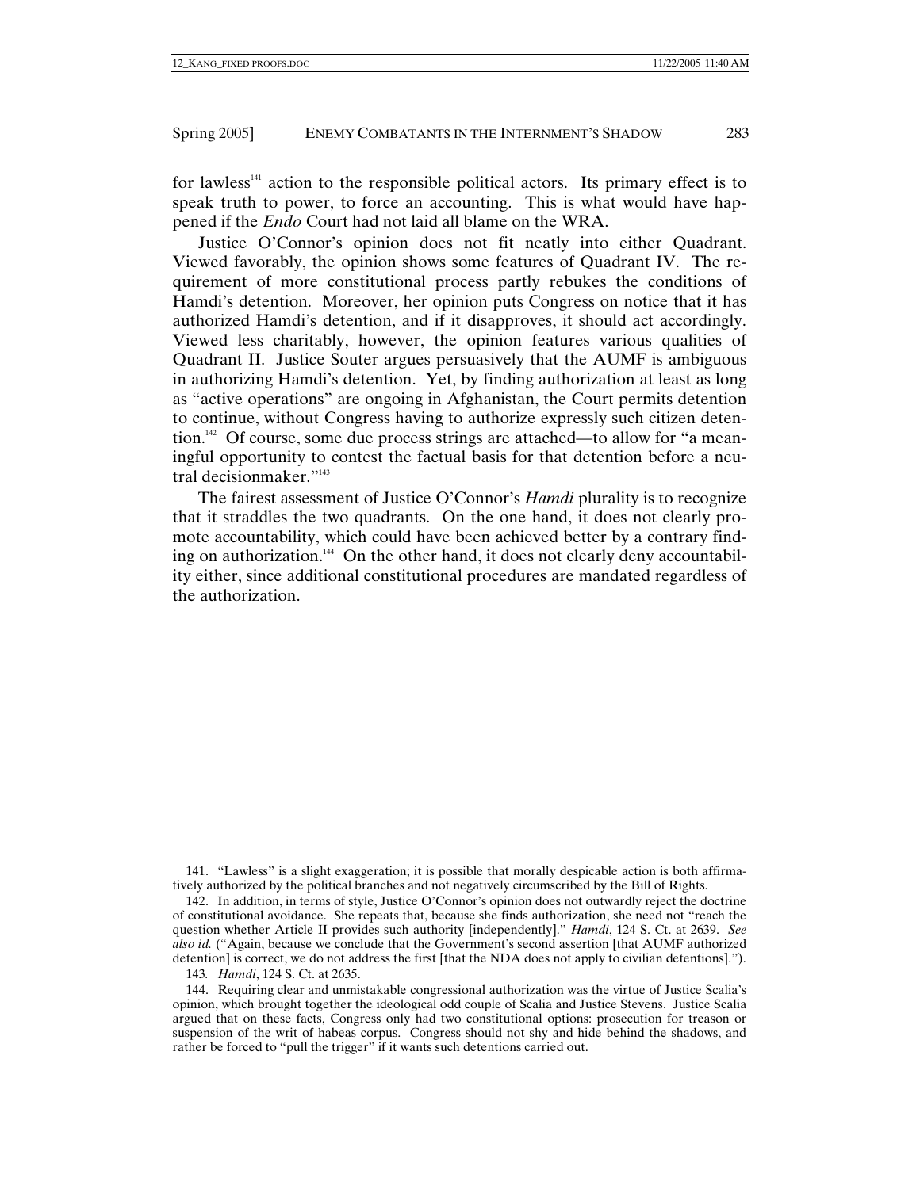for lawless[141] action to the responsible political actors. Its primary effect is to speak truth to power, to force an accounting. This is what would have happened if the *Endo* Court had not laid all blame on the WRA.

Justice O'Connor's opinion does not fit neatly into either Quadrant. Viewed favorably, the opinion shows some features of Quadrant IV. The requirement of more constitutional process partly rebukes the conditions of Hamdi's detention. Moreover, her opinion puts Congress on notice that it has authorized Hamdi's detention, and if it disapproves, it should act accordingly. Viewed less charitably, however, the opinion features various qualities of Quadrant II. Justice Souter argues persuasively that the AUMF is ambiguous in authorizing Hamdi's detention. Yet, by finding authorization at least as long as "active operations" are ongoing in Afghanistan, the Court permits detention to continue, without Congress having to authorize expressly such citizen detention.[142] Of course, some due process strings are attached—to allow for "a meaningful opportunity to contest the factual basis for that detention before a neutral decisionmaker."[143]

The fairest assessment of Justice O'Connor's *Hamdi* plurality is to recognize that it straddles the two quadrants. On the one hand, it does not clearly promote accountability, which could have been achieved better by a contrary finding on authorization.[144] On the other hand, it does not clearly deny accountability either, since additional constitutional procedures are mandated regardless of the authorization.

---

141. "Lawless" is a slight exaggeration; it is possible that morally despicable action is both affirmatively authorized by the political branches and not negatively circumscribed by the Bill of Rights.

142. In addition, in terms of style, Justice O'Connor's opinion does not outwardly reject the doctrine of constitutional avoidance. She repeats that, because she finds authorization, she need not "reach the question whether Article II provides such authority [independently]." *Hamdi*, 124 S. Ct. at 2639. *See also id.* ("Again, because we conclude that the Government's second assertion [that AUMF authorized detention] is correct, we do not address the first [that the NDA does not apply to civilian detentions].").

143. *Hamdi*, 124 S. Ct. at 2635.

144. Requiring clear and unmistakable congressional authorization was the virtue of Justice Scalia's opinion, which brought together the ideological odd couple of Scalia and Justice Stevens. Justice Scalia argued that on these facts, Congress only had two constitutional options: prosecution for treason or suspension of the writ of habeas corpus. Congress should not shy and hide behind the shadows, and rather be forced to "pull the trigger" if it wants such detentions carried out.